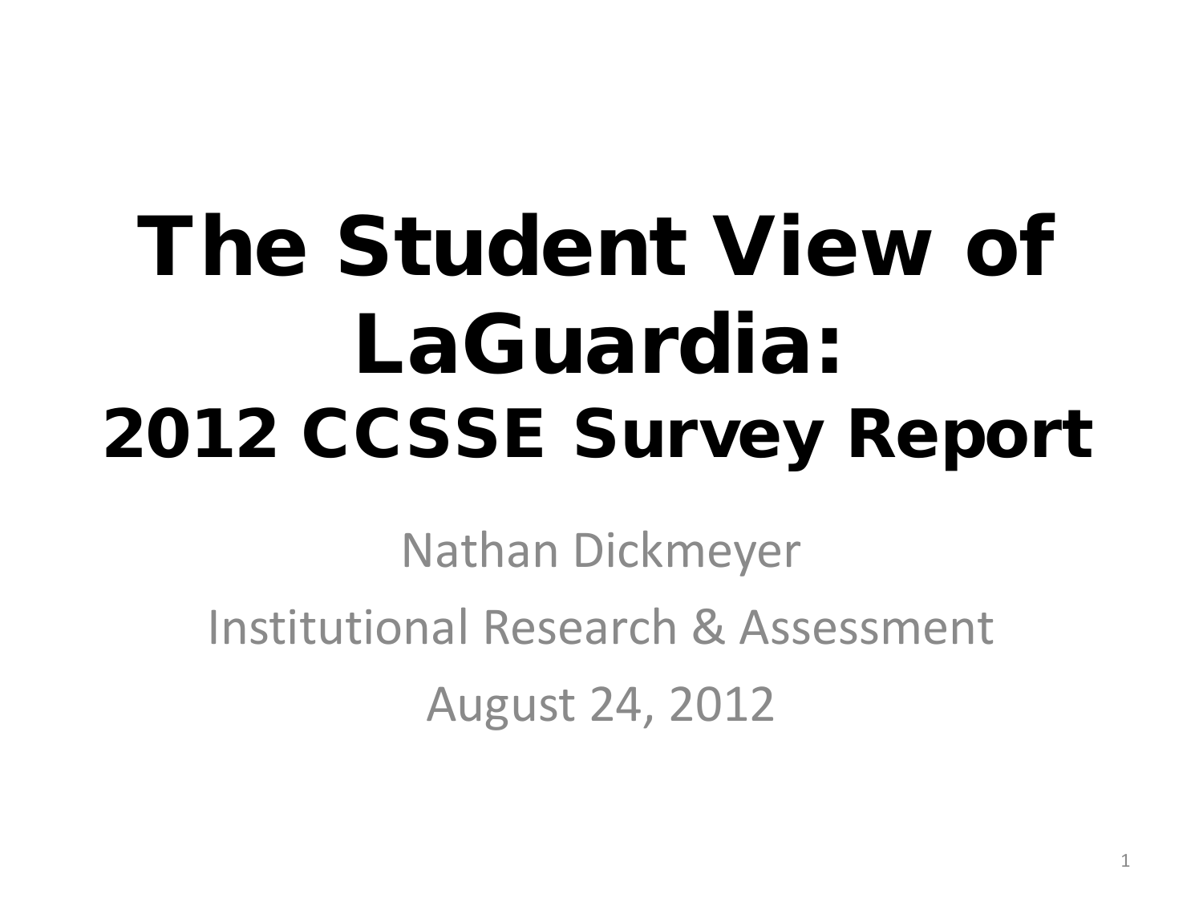# The Student View of LaGuardia:
## 2012 CCSSE Survey Report

Nathan Dickmeyer

Institutional Research & Assessment

August 24, 2012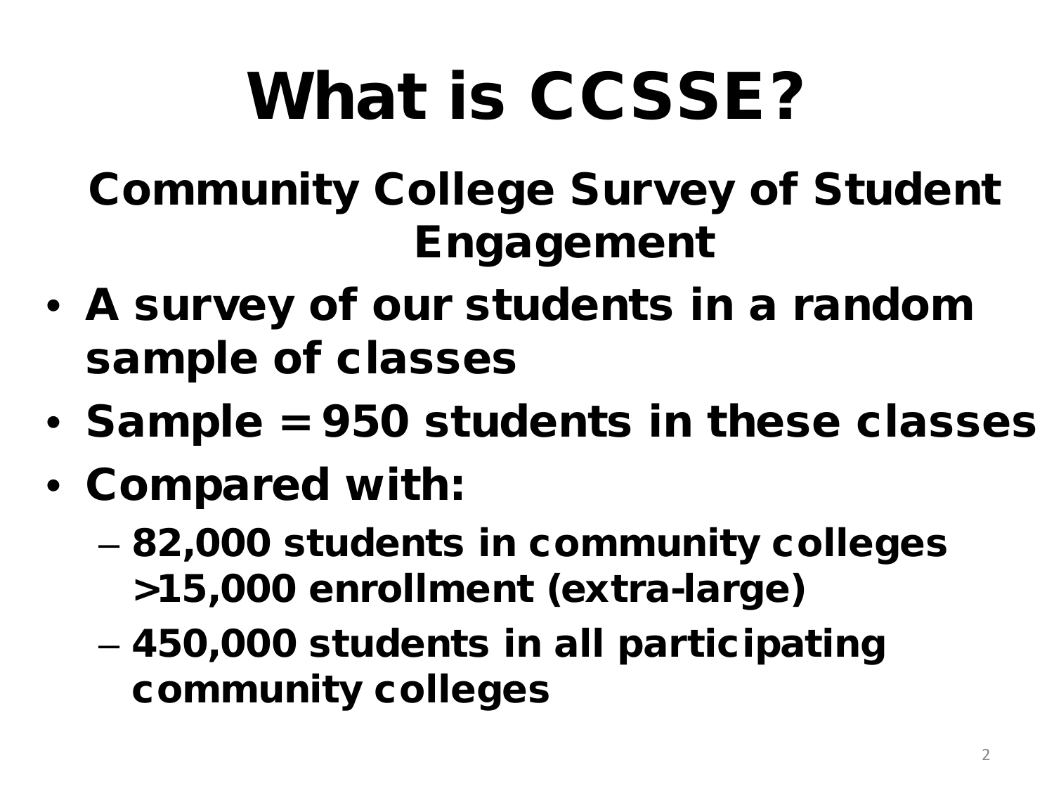# What is CCSSE?

## Community College Survey of Student Engagement

- A survey of our students in a random sample of classes
- Sample = 950 students in these classes
- Compared with:
  - 82,000 students in community colleges >15,000 enrollment (extra-large)
  - 450,000 students in all participating community colleges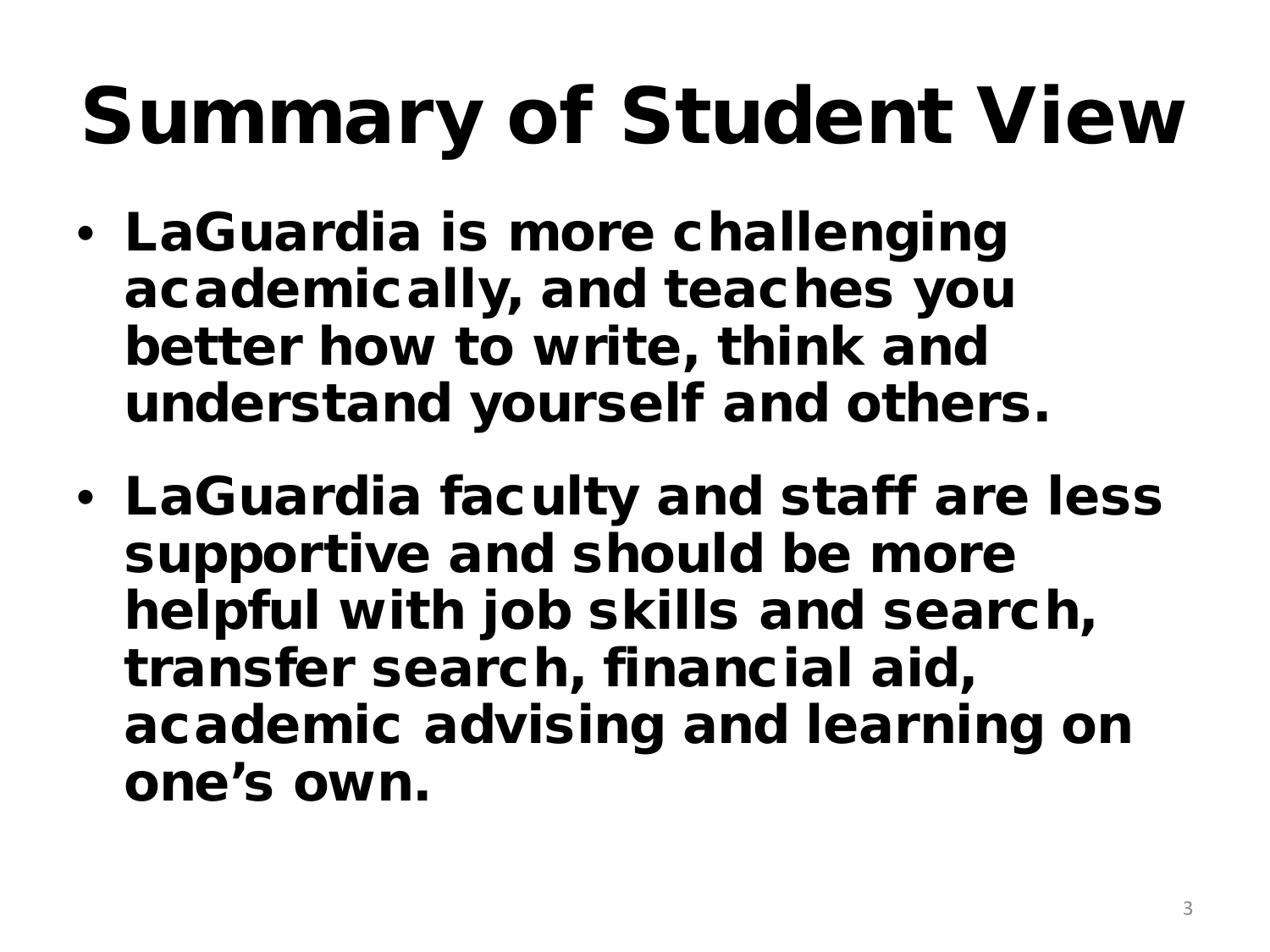# Summary of Student View

- LaGuardia is more challenging academically, and teaches you better how to write, think and understand yourself and others.
- LaGuardia faculty and staff are less supportive and should be more helpful with job skills and search, transfer search, financial aid, academic advising and learning on one's own.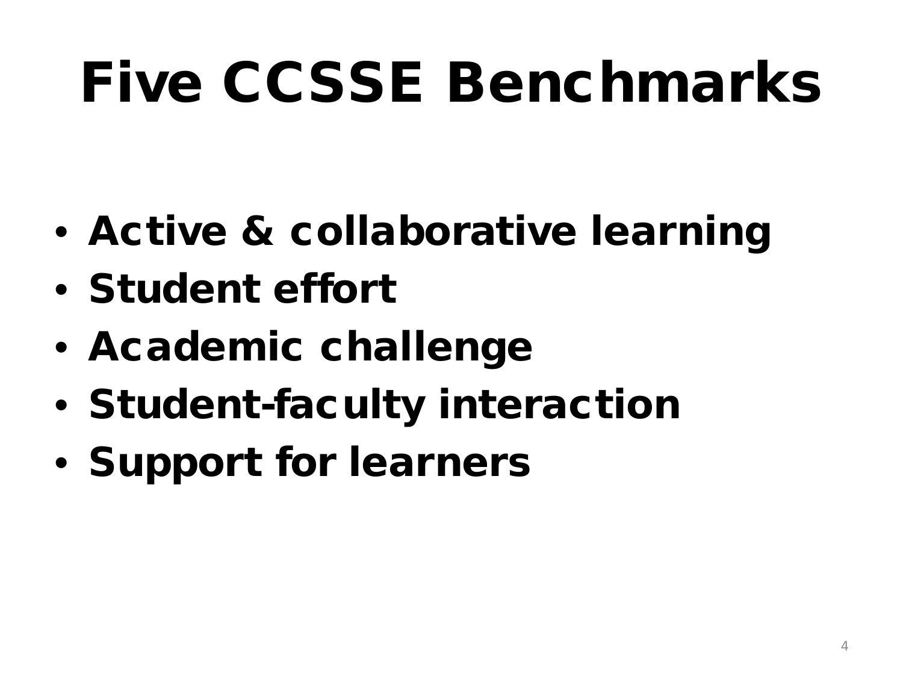# Five CCSSE Benchmarks

- **Active & collaborative learning**
- **Student effort**
- **Academic challenge**
- **Student-faculty interaction**
- **Support for learners**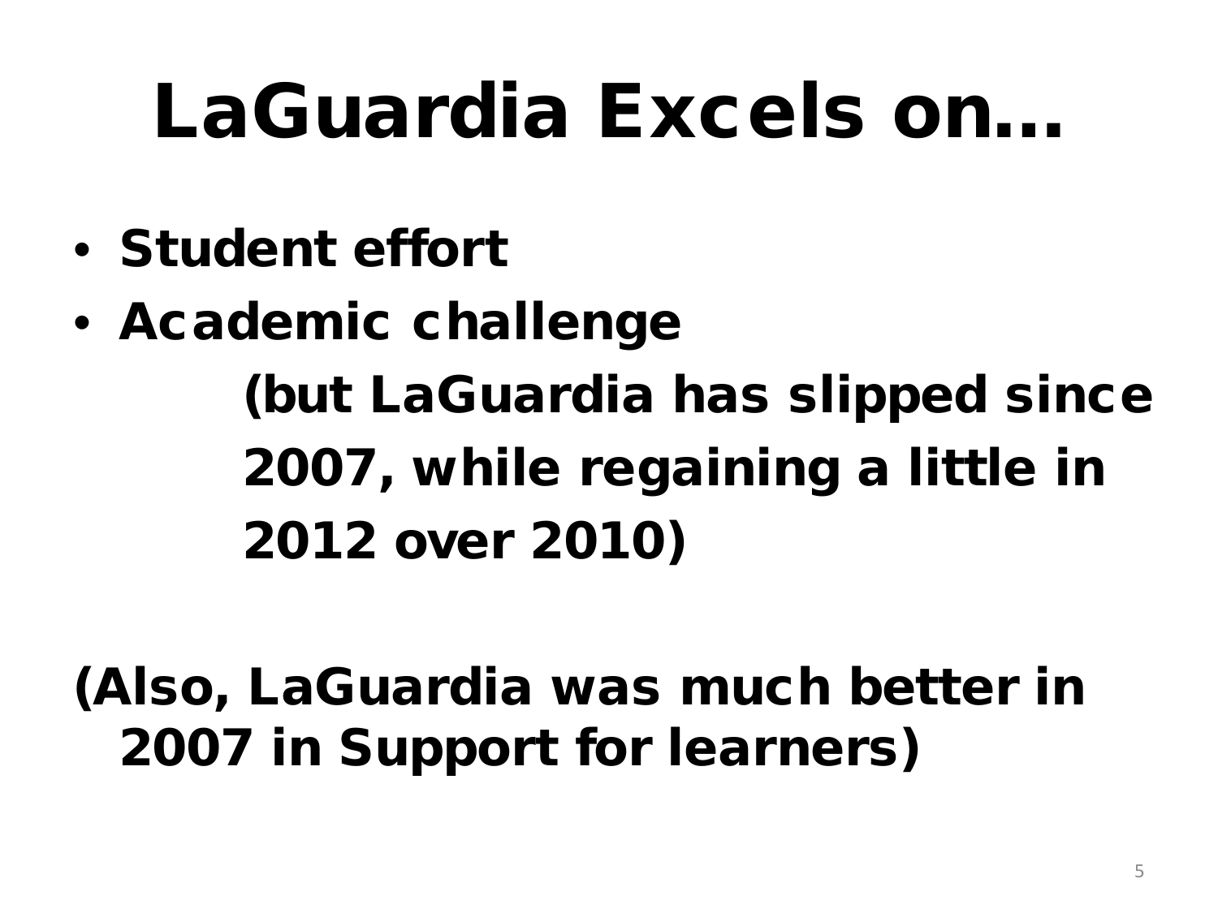# LaGuardia Excels on…

- **Student effort**
- **Academic challenge**

  **(but LaGuardia has slipped since 2007, while regaining a little in 2012 over 2010)**

**(Also, LaGuardia was much better in 2007 in Support for learners)**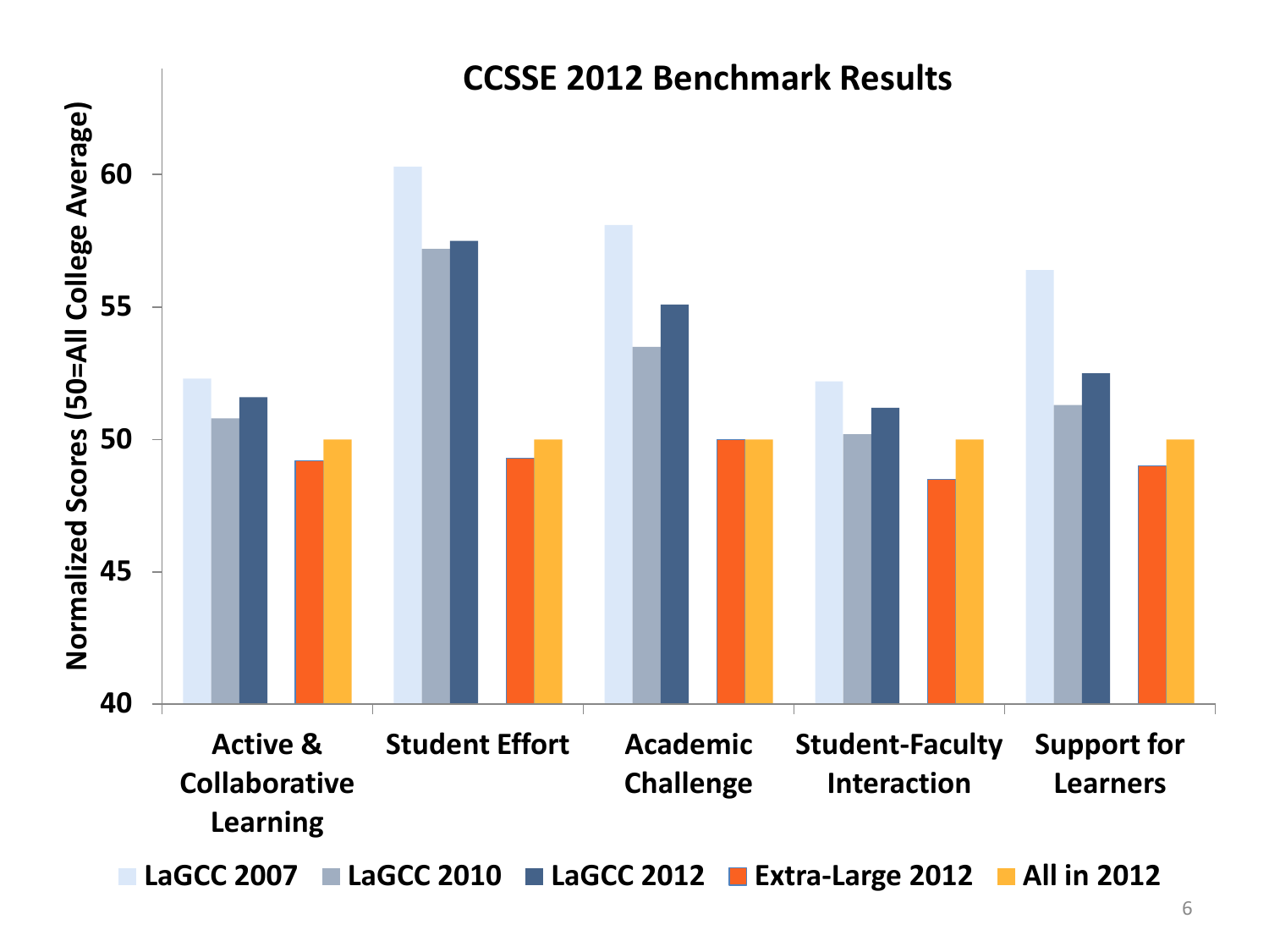# CCSSE 2012 Benchmark Results

Normalized Scores (50=All College Average)

Categories: Active & Collaborative Learning, Student Effort, Academic Challenge, Student-Faculty Interaction, Support for Learners

Legend: LaGCC 2007, LaGCC 2010, LaGCC 2012, Extra-Large 2012, All in 2012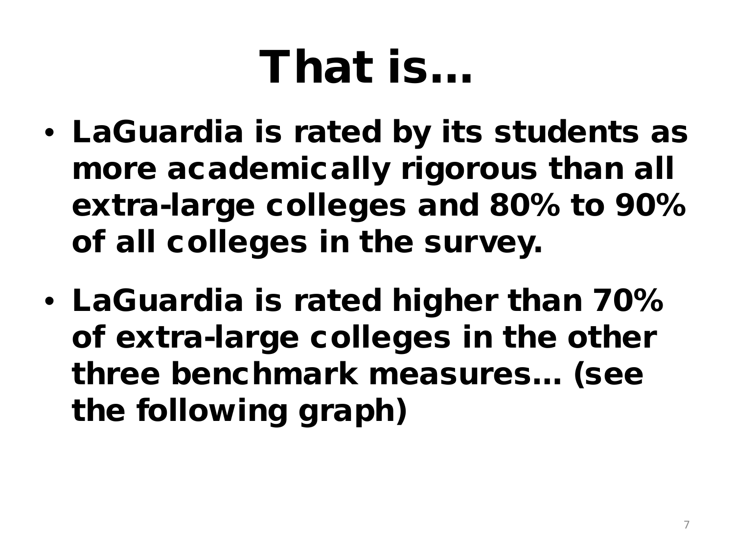# That is…

- **LaGuardia is rated by its students as more academically rigorous than all extra-large colleges and 80% to 90% of all colleges in the survey.**
- **LaGuardia is rated higher than 70% of extra-large colleges in the other three benchmark measures… (see the following graph)**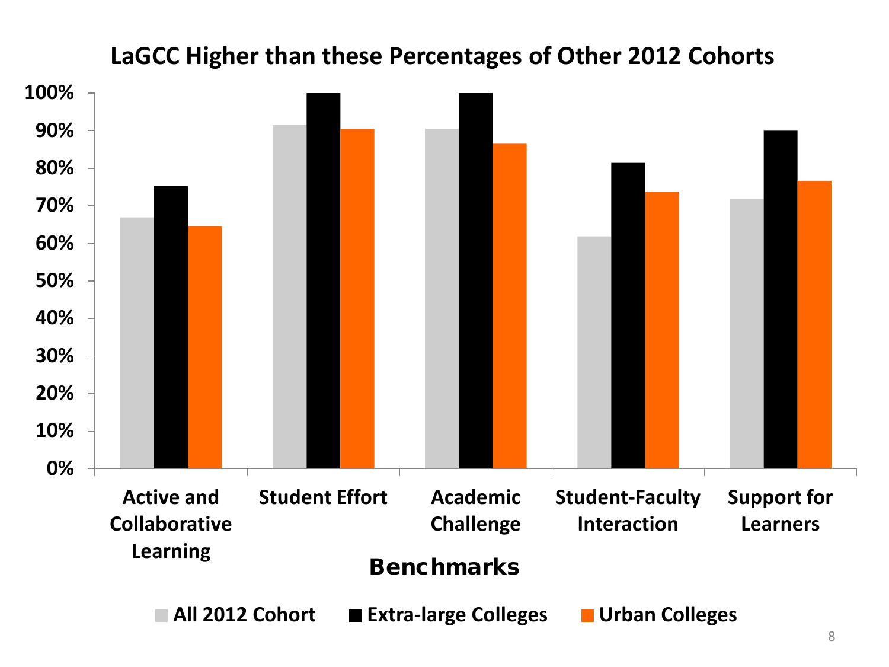## LaGCC Higher than these Percentages of Other 2012 Cohorts

| Benchmarks | All 2012 Cohort | Extra-large Colleges | Urban Colleges |
|---|---|---|---|
| Active and Collaborative Learning | 67% | 75% | 65% |
| Student Effort | 92% | 100% | 91% |
| Academic Challenge | 91% | 100% | 87% |
| Student-Faculty Interaction | 62% | 82% | 74% |
| Support for Learners | 72% | 90% | 77% |

*Values are approximate readings from the bar chart.*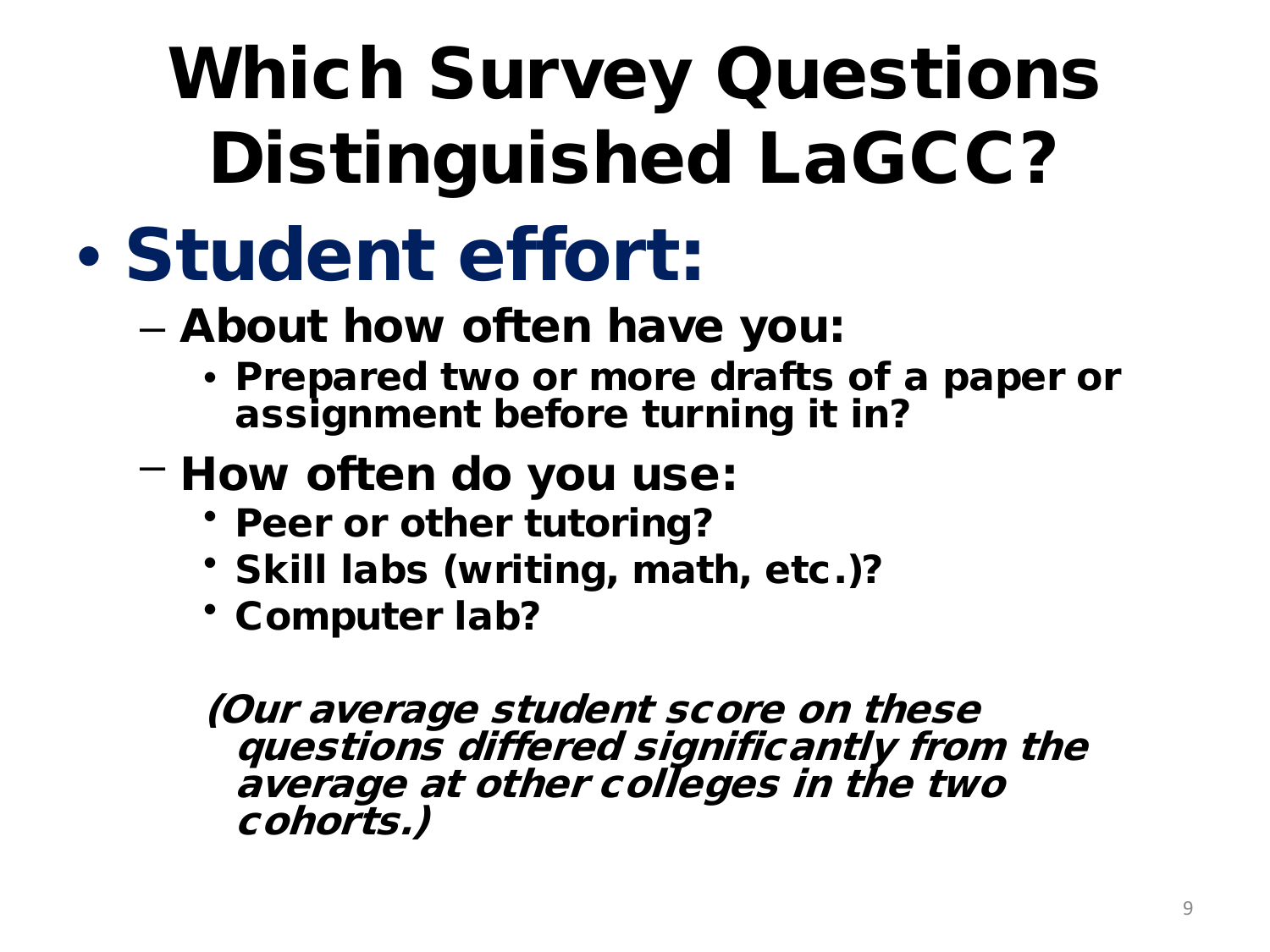# Which Survey Questions Distinguished LaGCC?

- **Student effort:**
  - **About how often have you:**
    - **Prepared two or more drafts of a paper or assignment before turning it in?**
  - **How often do you use:**
    - **Peer or other tutoring?**
    - **Skill labs (writing, math, etc.)?**
    - **Computer lab?**

***(Our average student score on these questions differed significantly from the average at other colleges in the two cohorts.)***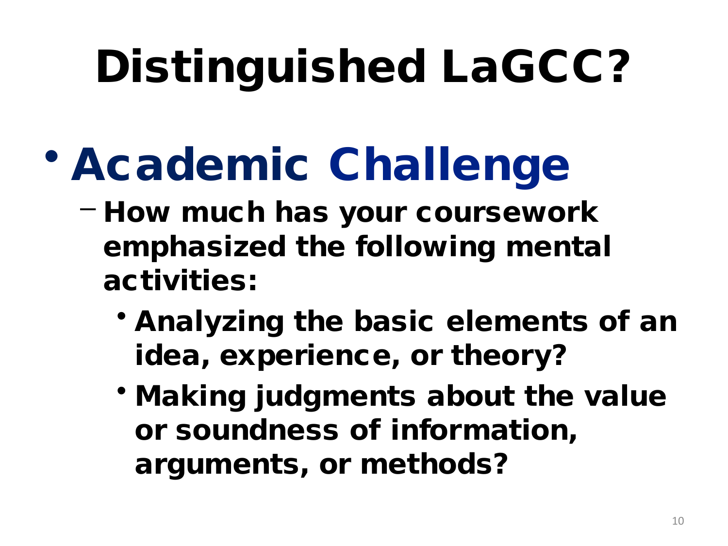# Distinguished LaGCC?

- **Academic Challenge**
  - How much has your coursework emphasized the following mental activities:
    - Analyzing the basic elements of an idea, experience, or theory?
    - Making judgments about the value or soundness of information, arguments, or methods?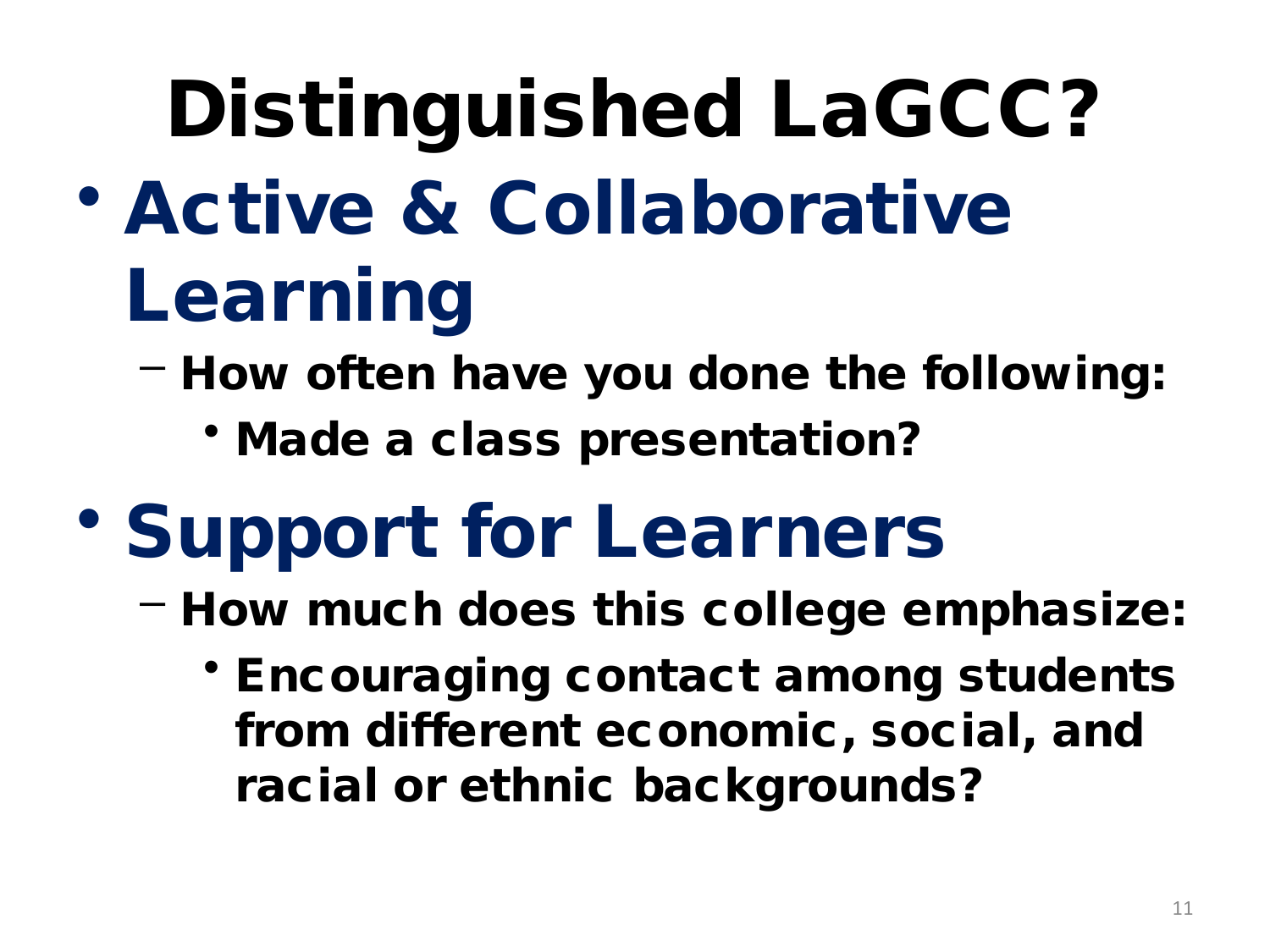# Distinguished LaGCC?

- **Active & Collaborative Learning**
  - How often have you done the following:
    - Made a class presentation?
- **Support for Learners**
  - How much does this college emphasize:
    - Encouraging contact among students from different economic, social, and racial or ethnic backgrounds?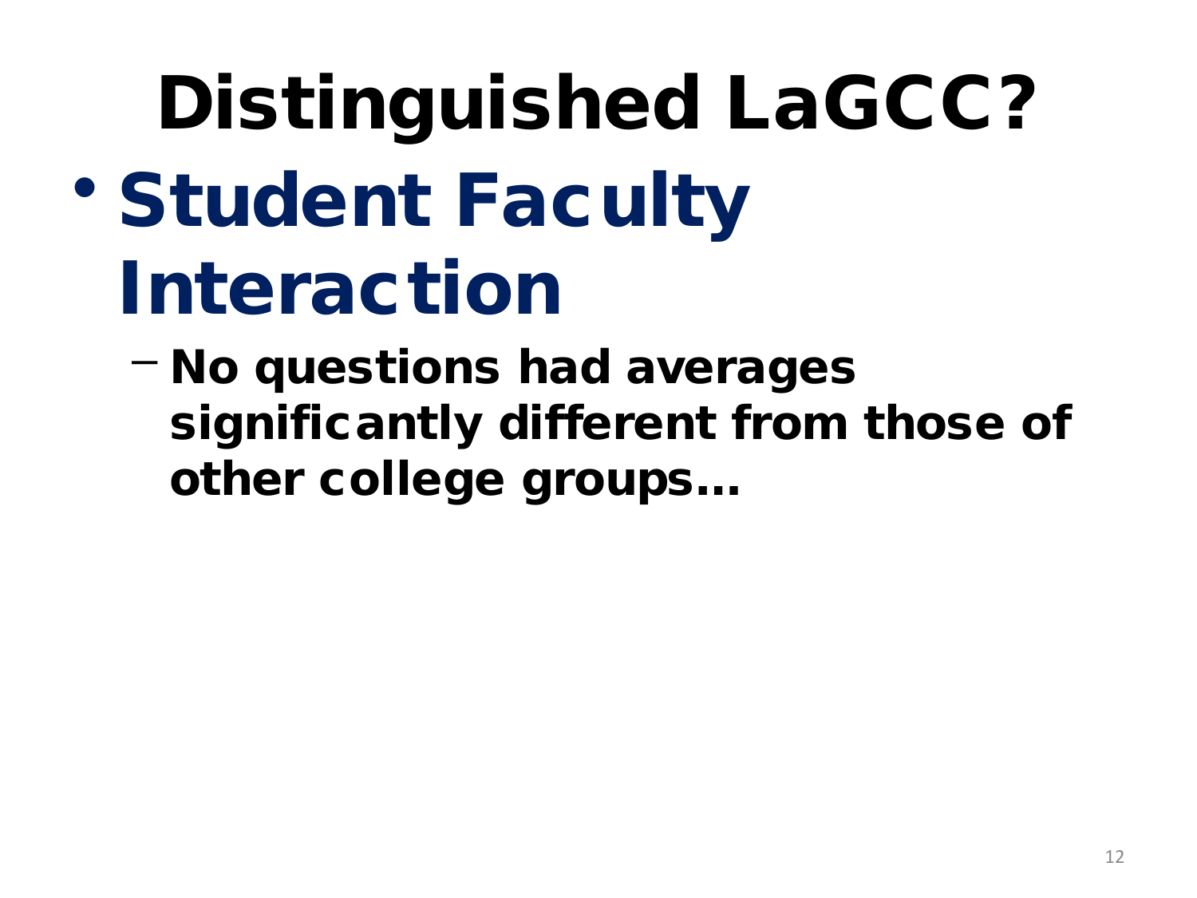# Distinguished LaGCC?

- **Student Faculty Interaction**
  - **No questions had averages significantly different from those of other college groups…**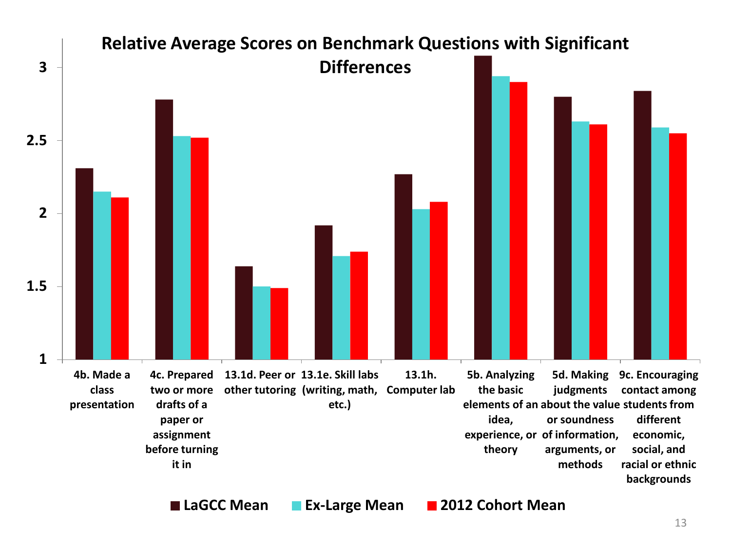# Relative Average Scores on Benchmark Questions with Significant Differences

| Question | LaGCC Mean | Ex-Large Mean | 2012 Cohort Mean |
|---|---|---|---|
| 4b. Made a class presentation | 2.31 | 2.15 | 2.11 |
| 4c. Prepared two or more drafts of a paper or assignment before turning it in | 2.78 | 2.53 | 2.52 |
| 13.1d. Peer or other tutoring | 1.64 | 1.50 | 1.49 |
| 13.1e. Skill labs (writing, math, etc.) | 1.92 | 1.71 | 1.74 |
| 13.1h. Computer lab | 2.27 | 2.03 | 2.08 |
| 5b. Analyzing the basic elements of an idea, experience, or theory | 3.08 | 2.94 | 2.90 |
| 5d. Making judgments about the value or soundness of information, arguments, or methods | 2.80 | 2.63 | 2.61 |
| 9c. Encouraging contact among students from different economic, social, and racial or ethnic backgrounds | 2.84 | 2.59 | 2.55 |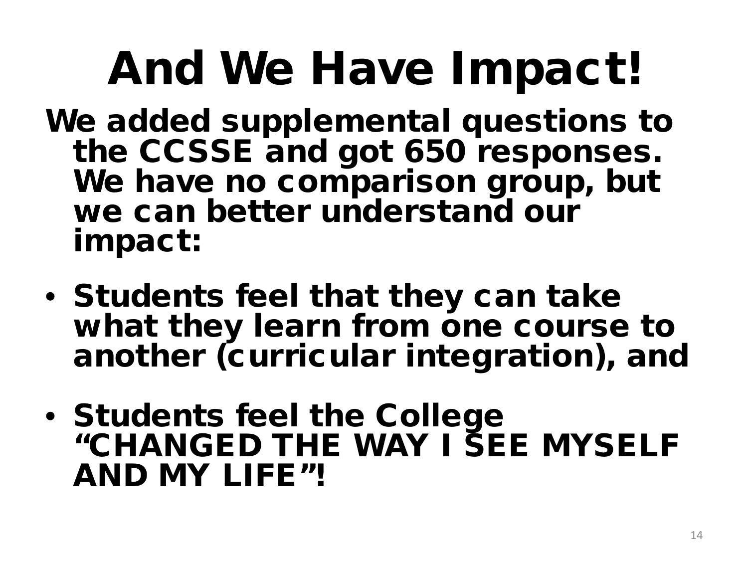# And We Have Impact!

**We added supplemental questions to the CCSSE and got 650 responses. We have no comparison group, but we can better understand our impact:**

- **Students feel that they can take what they learn from one course to another (curricular integration), and**
- **Students feel the College "CHANGED THE WAY I SEE MYSELF AND MY LIFE"!**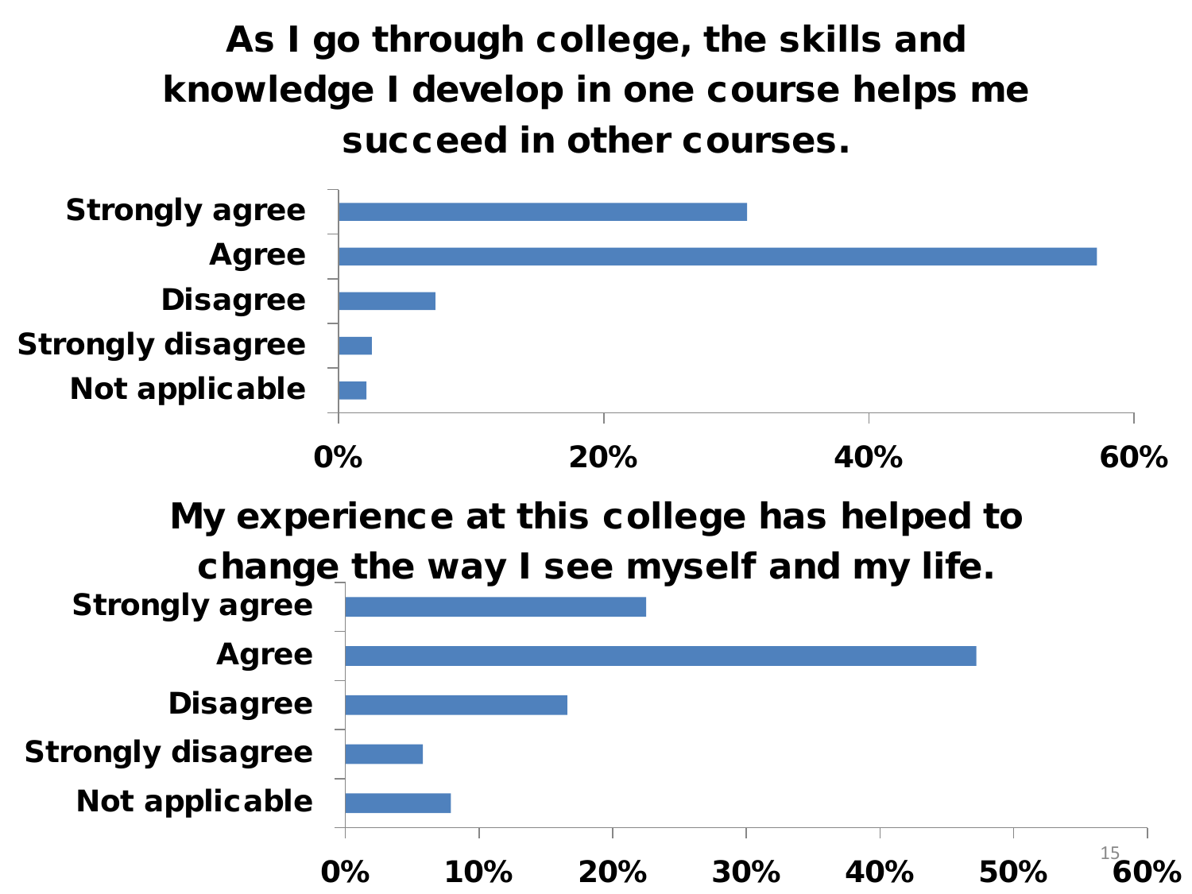## As I go through college, the skills and knowledge I develop in one course helps me succeed in other courses.

- Strongly agree
- Agree
- Disagree
- Strongly disagree
- Not applicable

0% 20% 40% 60%

## My experience at this college has helped to change the way I see myself and my life.

- Strongly agree
- Agree
- Disagree
- Strongly disagree
- Not applicable

0% 10% 20% 30% 40% 50% 60%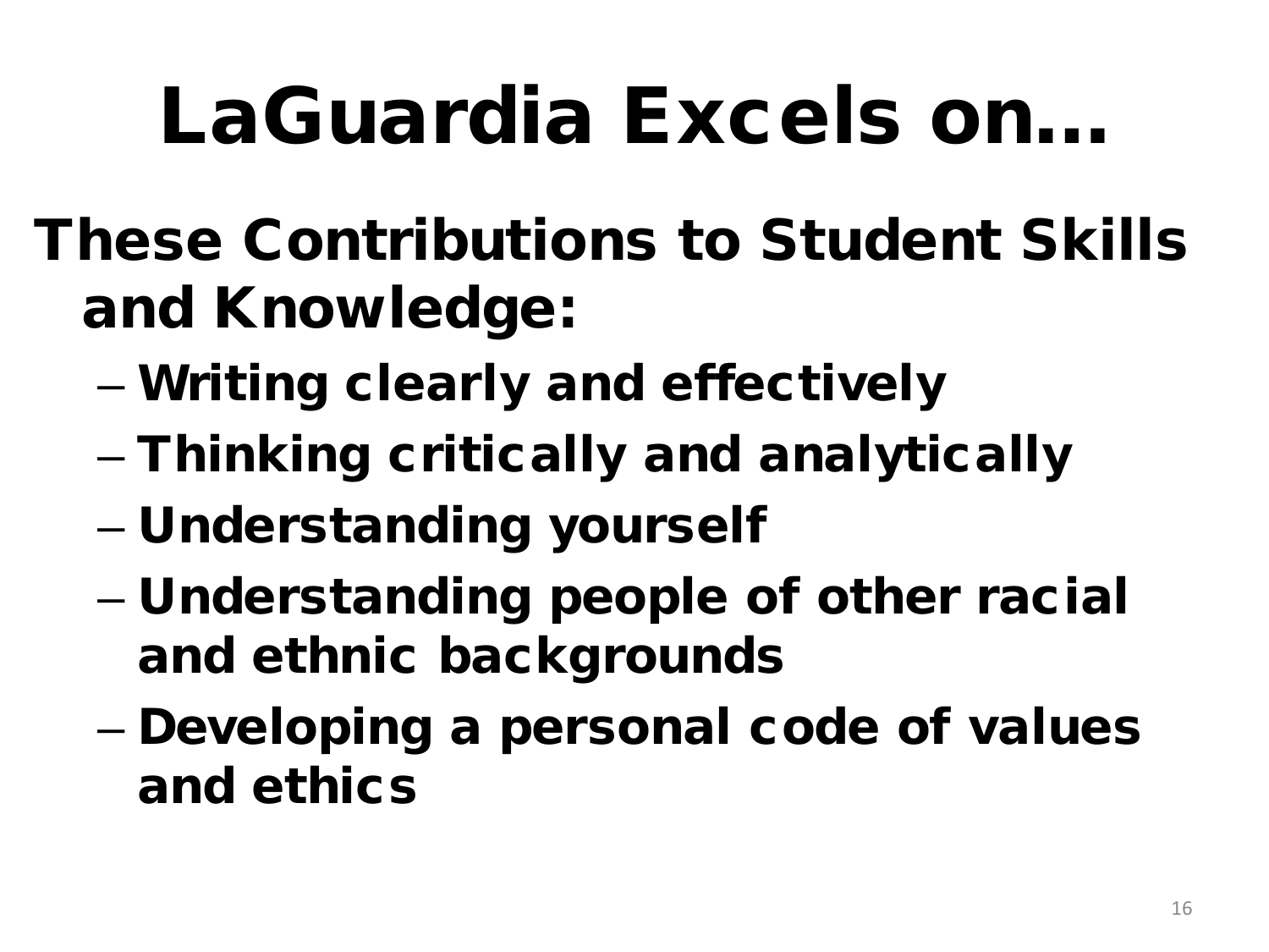# LaGuardia Excels on…

**These Contributions to Student Skills and Knowledge:**

- **Writing clearly and effectively**
- **Thinking critically and analytically**
- **Understanding yourself**
- **Understanding people of other racial and ethnic backgrounds**
- **Developing a personal code of values and ethics**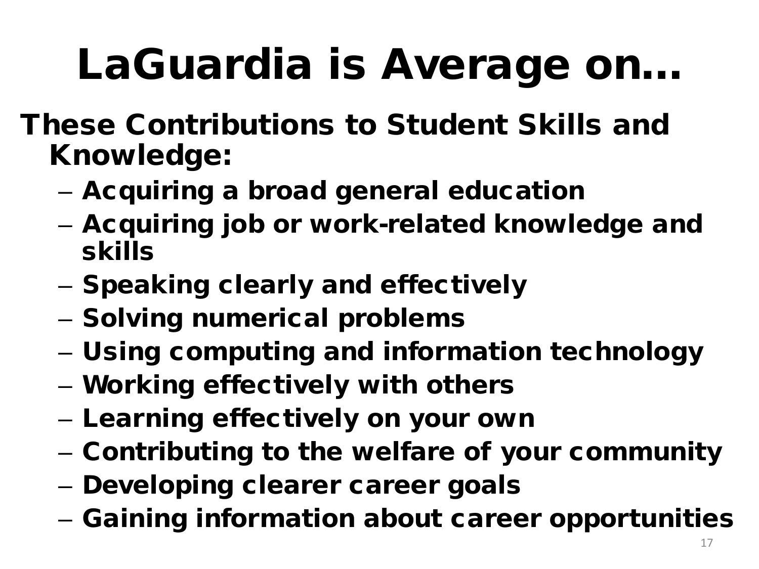# LaGuardia is Average on…

**These Contributions to Student Skills and Knowledge:**

- Acquiring a broad general education
- Acquiring job or work-related knowledge and skills
- Speaking clearly and effectively
- Solving numerical problems
- Using computing and information technology
- Working effectively with others
- Learning effectively on your own
- Contributing to the welfare of your community
- Developing clearer career goals
- Gaining information about career opportunities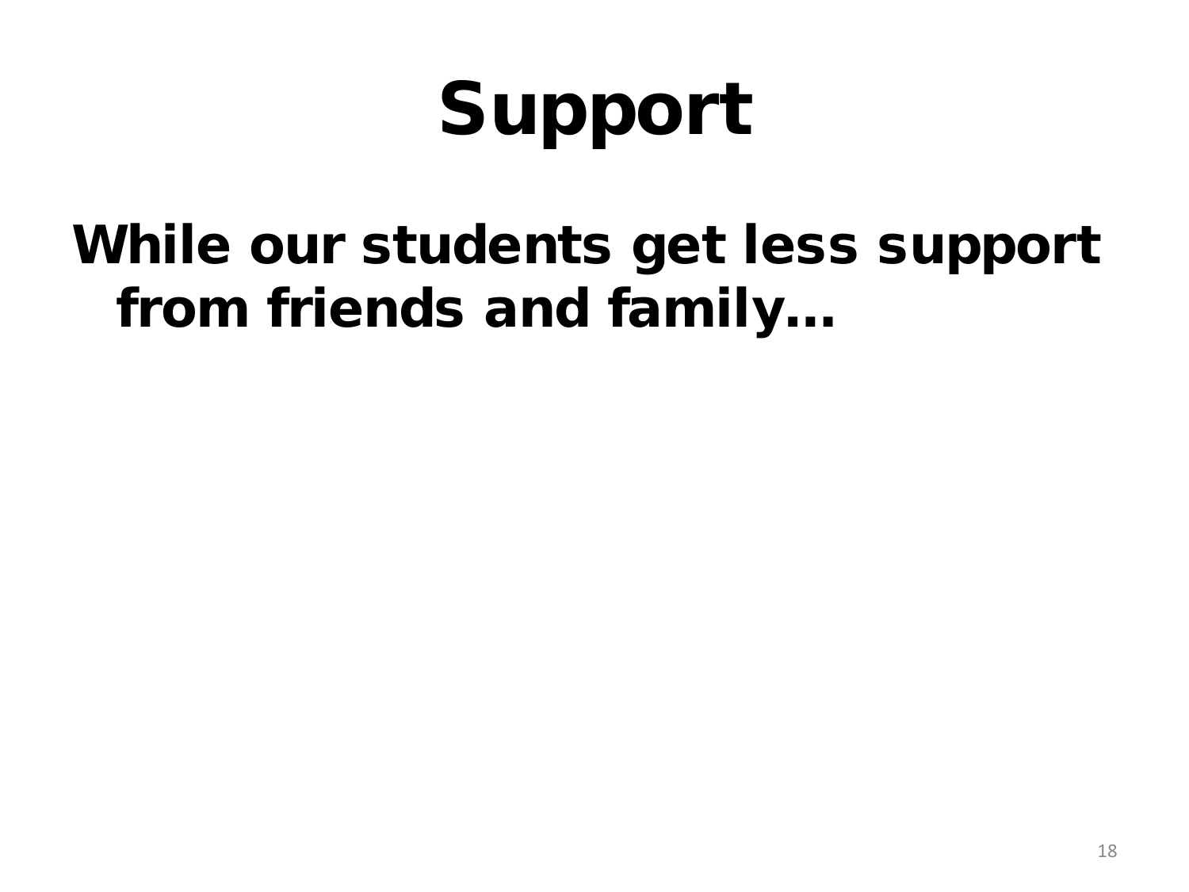# Support

**While our students get less support from friends and family…**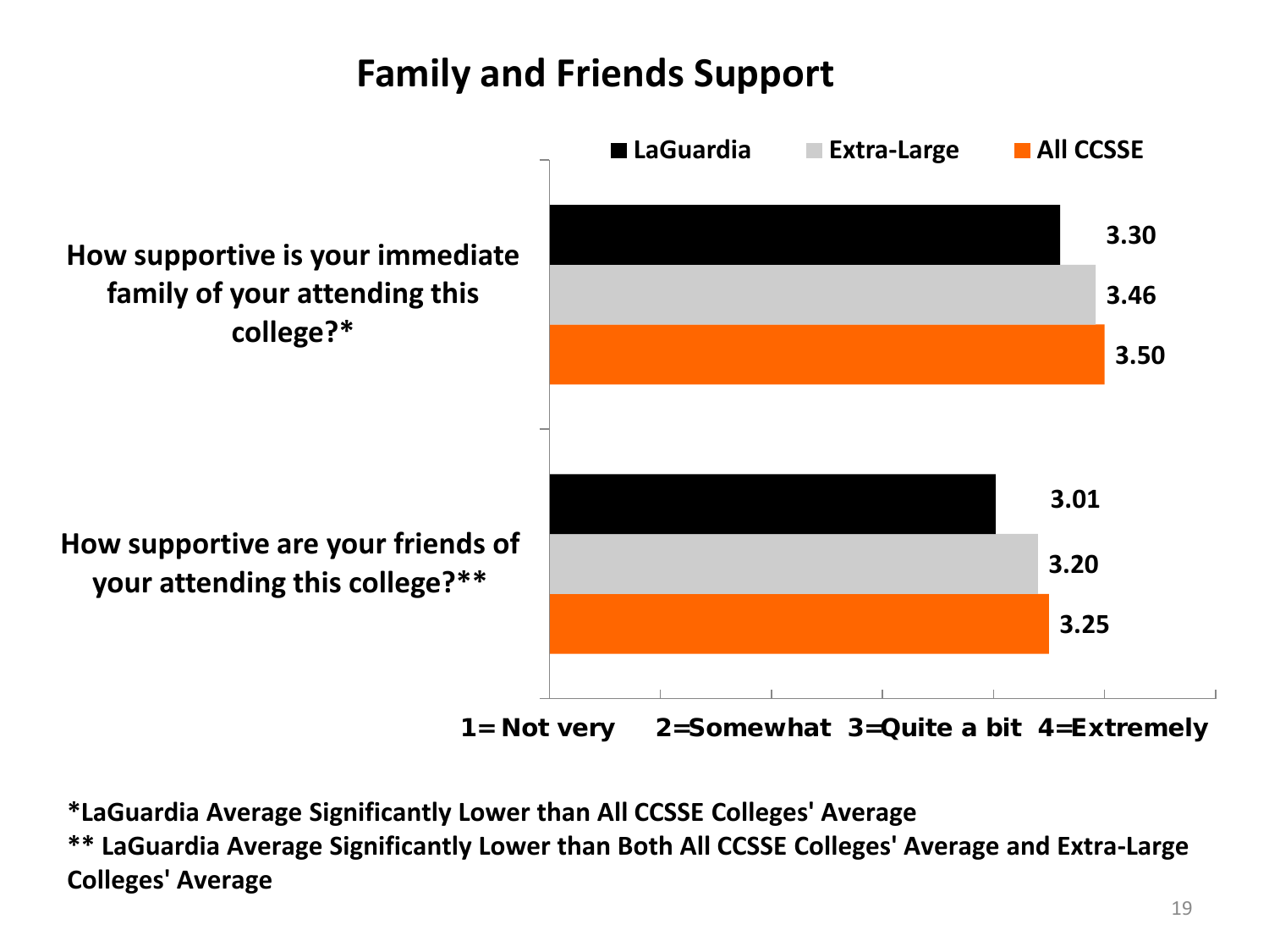# Family and Friends Support

| Question | LaGuardia | Extra-Large | All CCSSE |
| --- | --- | --- | --- |
| How supportive is your immediate family of your attending this college?* | 3.30 | 3.46 | 3.50 |
| How supportive are your friends of your attending this college?** | 3.01 | 3.20 | 3.25 |

1= Not very 2=Somewhat 3=Quite a bit 4=Extremely

**\*LaGuardia Average Significantly Lower than All CCSSE Colleges' Average**

**\*\* LaGuardia Average Significantly Lower than Both All CCSSE Colleges' Average and Extra-Large Colleges' Average**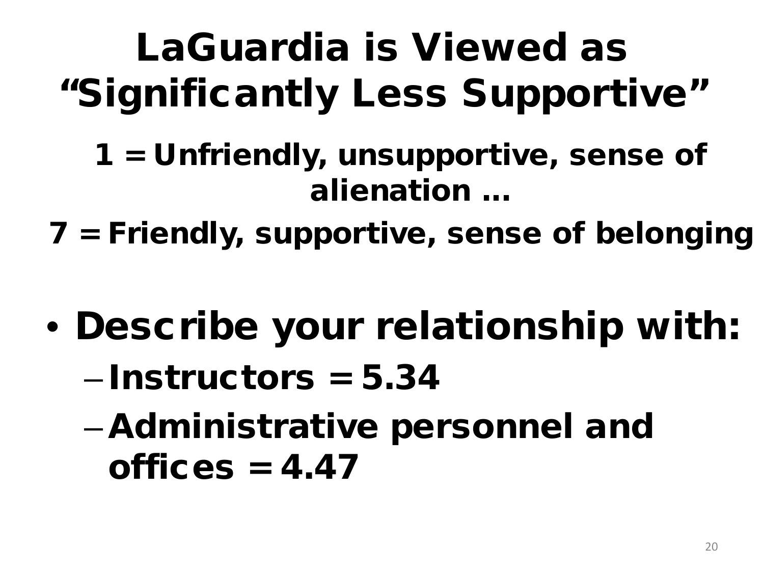# LaGuardia is Viewed as "Significantly Less Supportive"

**1 = Unfriendly, unsupportive, sense of alienation …**

**7 = Friendly, supportive, sense of belonging**

- **Describe your relationship with:**
  - **Instructors = 5.34**
  - **Administrative personnel and offices = 4.47**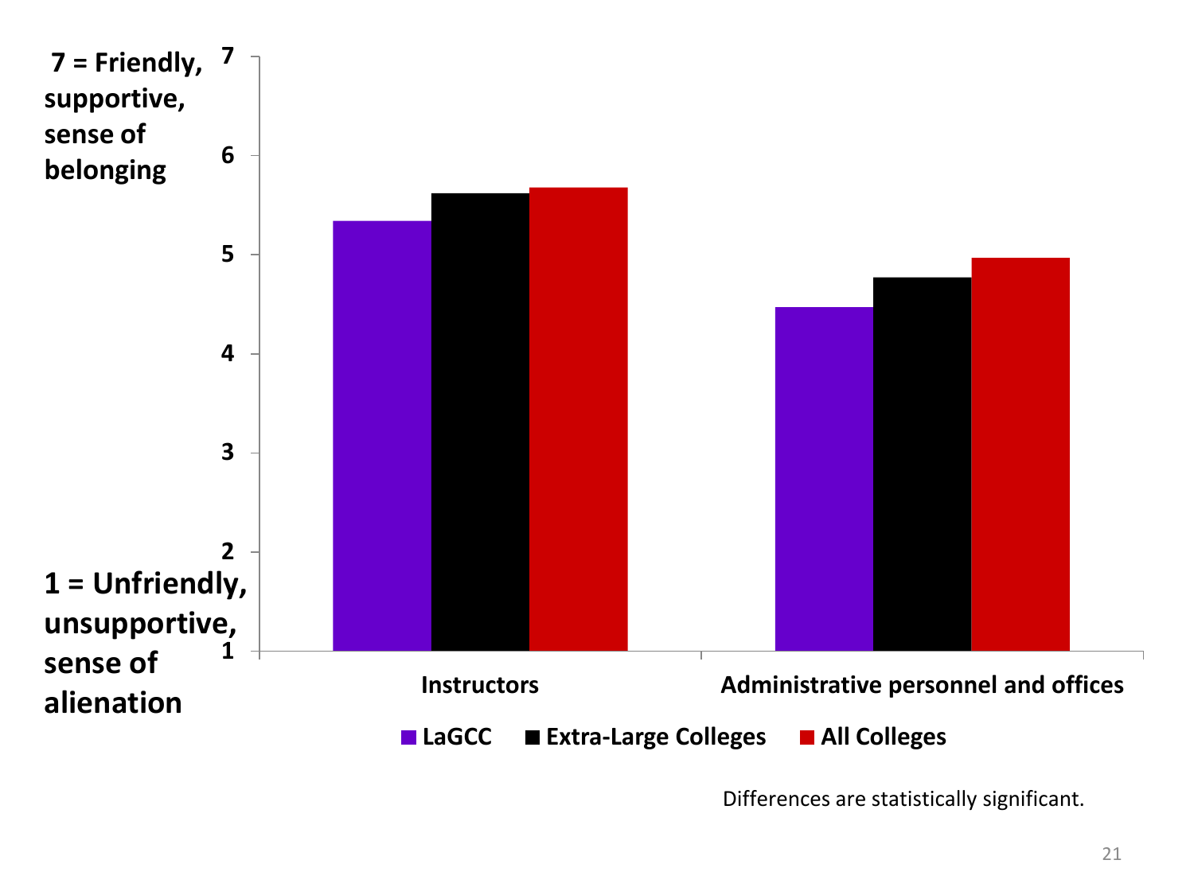7 = Friendly, supportive, sense of belonging

1 = Unfriendly, unsupportive, sense of alienation

Instructors | Administrative personnel and offices

LaGCC | Extra-Large Colleges | All Colleges

Differences are statistically significant.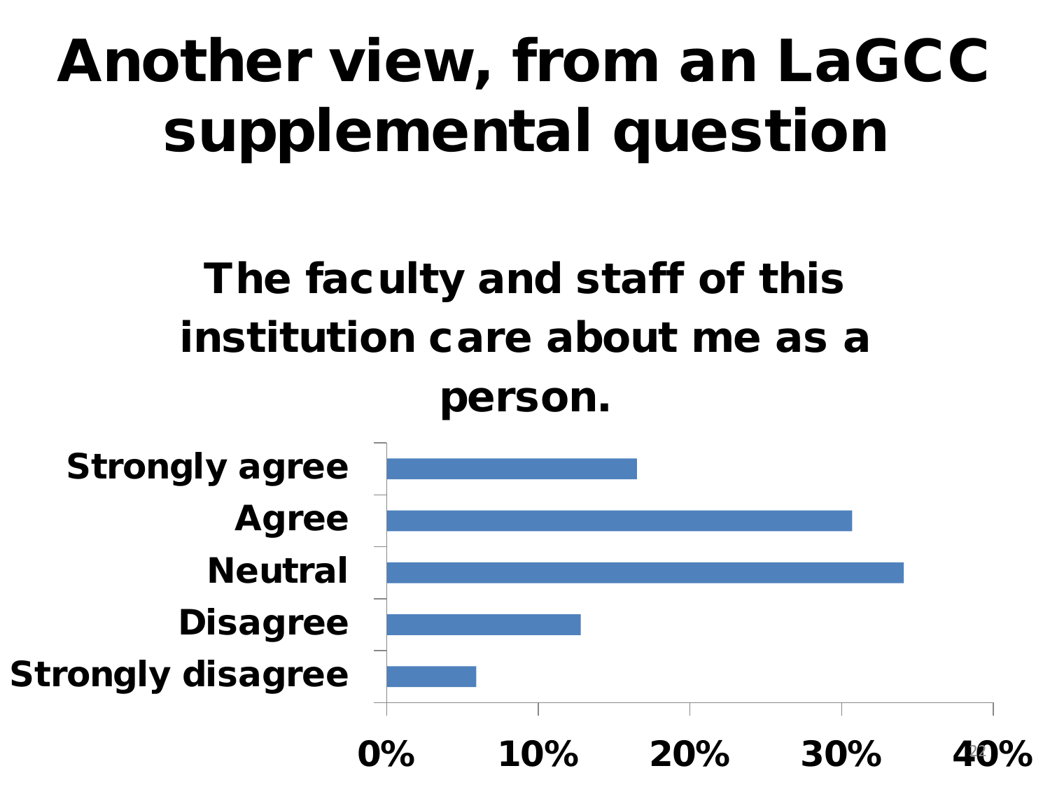# Another view, from an LaGCC supplemental question

## The faculty and staff of this institution care about me as a person.

| Response | Approximate % |
|---|---|
| Strongly agree | ~16.5% |
| Agree | ~30.7% |
| Neutral | ~34.1% |
| Disagree | ~12.8% |
| Strongly disagree | ~5.9% |

0% 10% 20% 30% 40%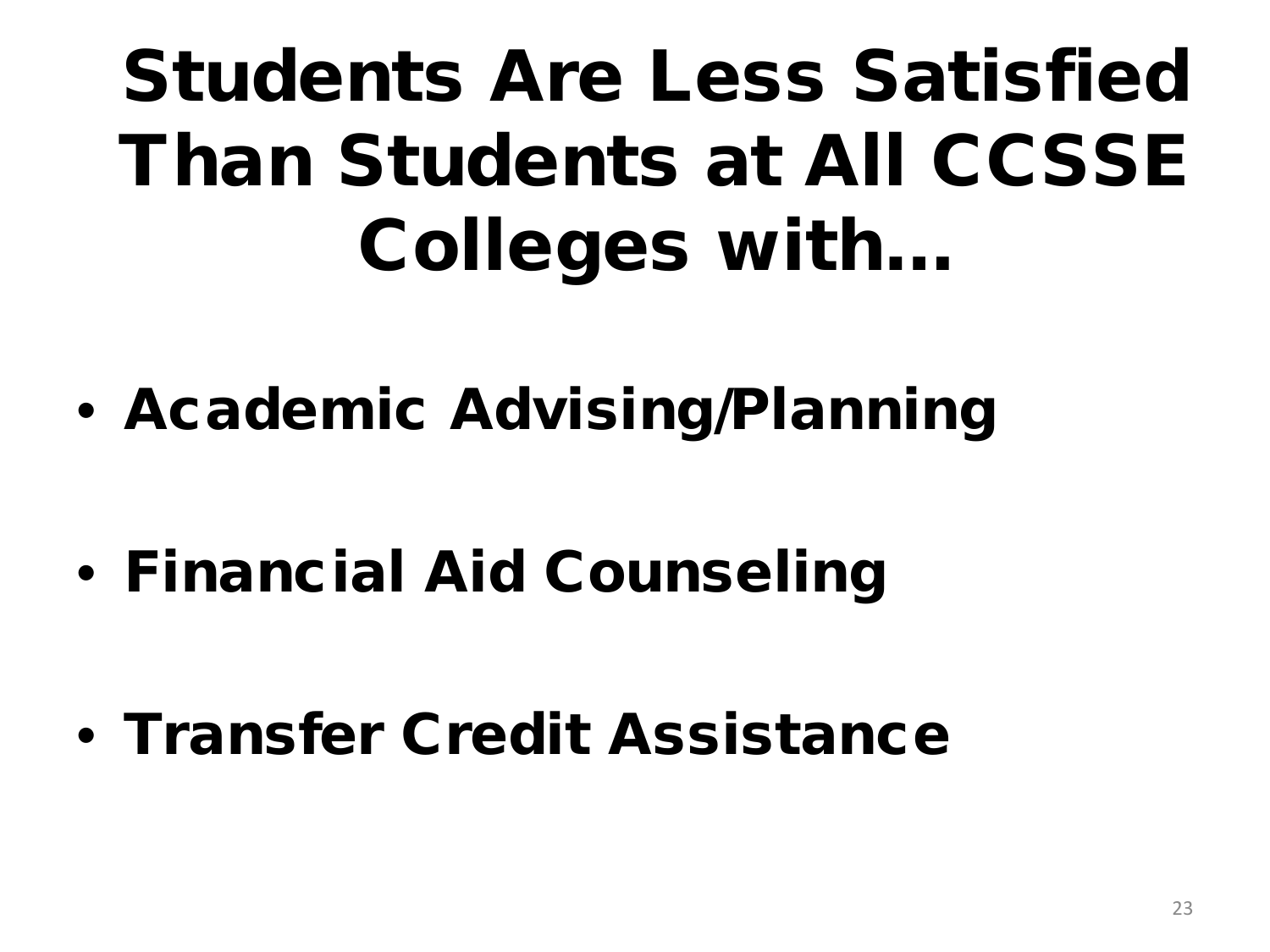# Students Are Less Satisfied Than Students at All CCSSE Colleges with…

- **Academic Advising/Planning**
- **Financial Aid Counseling**
- **Transfer Credit Assistance**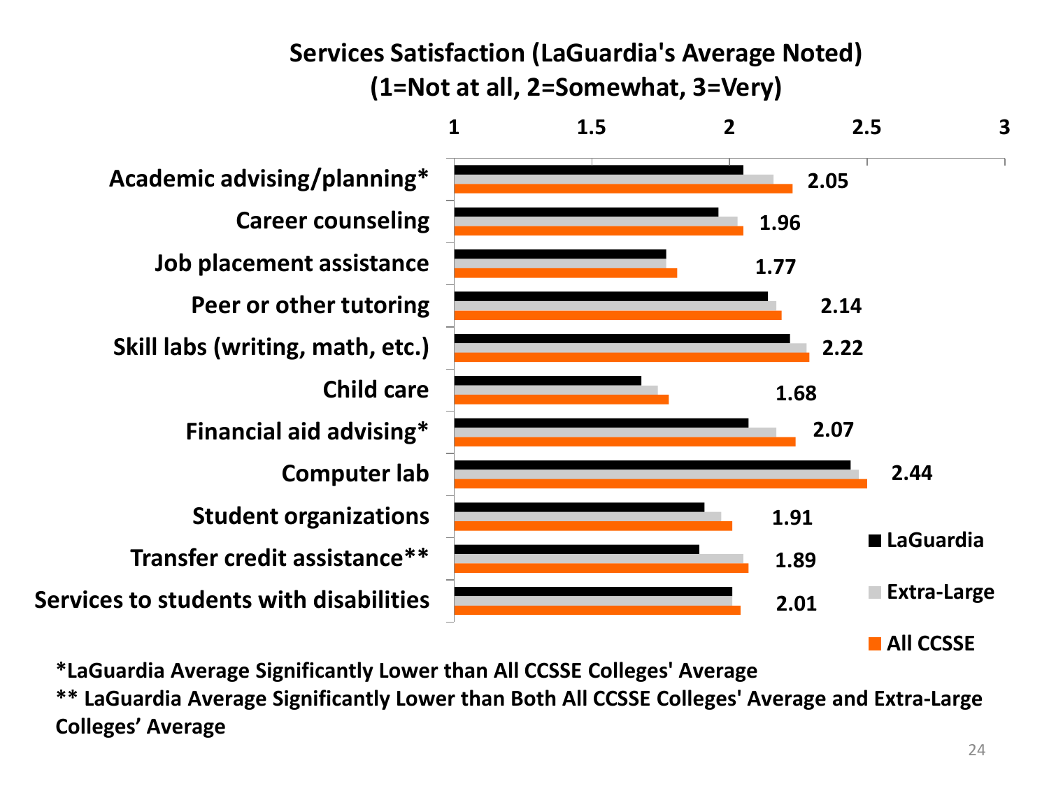## Services Satisfaction (LaGuardia's Average Noted)
## (1=Not at all, 2=Somewhat, 3=Very)

| Service | LaGuardia |
|---|---|
| Academic advising/planning* | 2.05 |
| Career counseling | 1.96 |
| Job placement assistance | 1.77 |
| Peer or other tutoring | 2.14 |
| Skill labs (writing, math, etc.) | 2.22 |
| Child care | 1.68 |
| Financial aid advising* | 2.07 |
| Computer lab | 2.44 |
| Student organizations | 1.91 |
| Transfer credit assistance** | 1.89 |
| Services to students with disabilities | 2.01 |

Legend: LaGuardia, Extra-Large, All CCSSE

*LaGuardia Average Significantly Lower than All CCSSE Colleges' Average

** LaGuardia Average Significantly Lower than Both All CCSSE Colleges' Average and Extra-Large Colleges' Average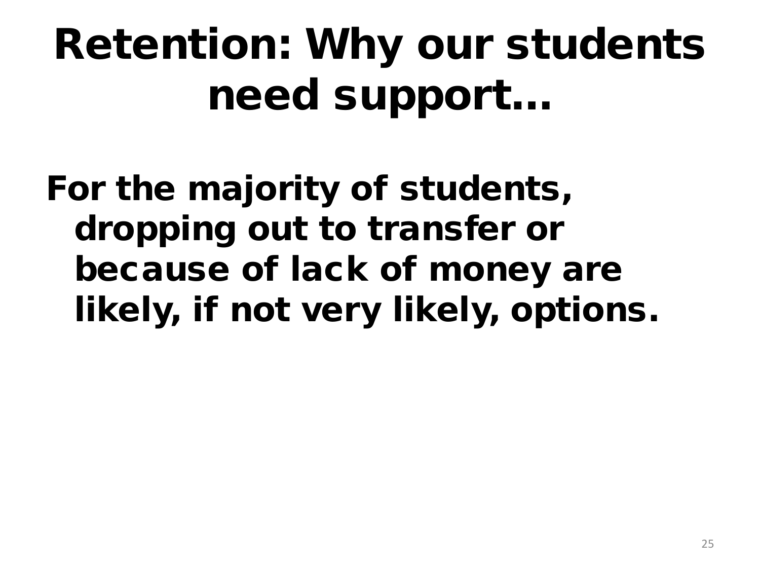# Retention: Why our students need support…

For the majority of students, dropping out to transfer or because of lack of money are likely, if not very likely, options.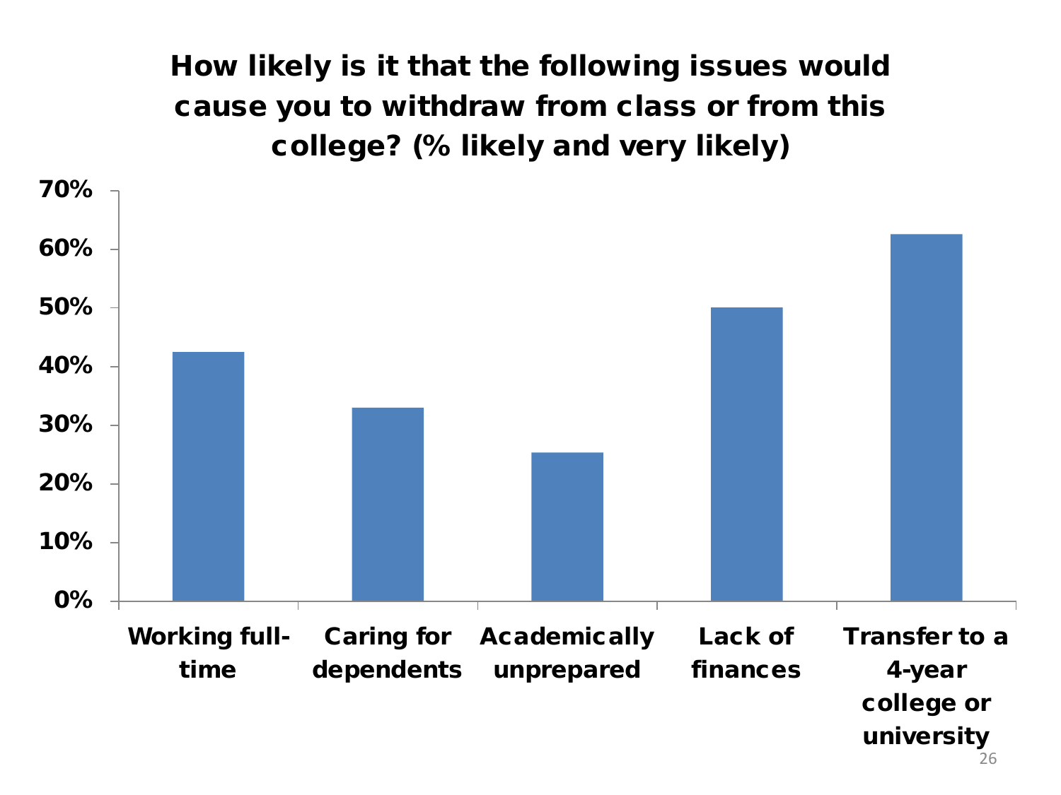## How likely is it that the following issues would cause you to withdraw from class or from this college? (% likely and very likely)

| Issue | % likely and very likely |
|---|---|
| Working full-time | ~42% |
| Caring for dependents | ~33% |
| Academically unprepared | ~25% |
| Lack of finances | ~50% |
| Transfer to a 4-year college or university | ~62% |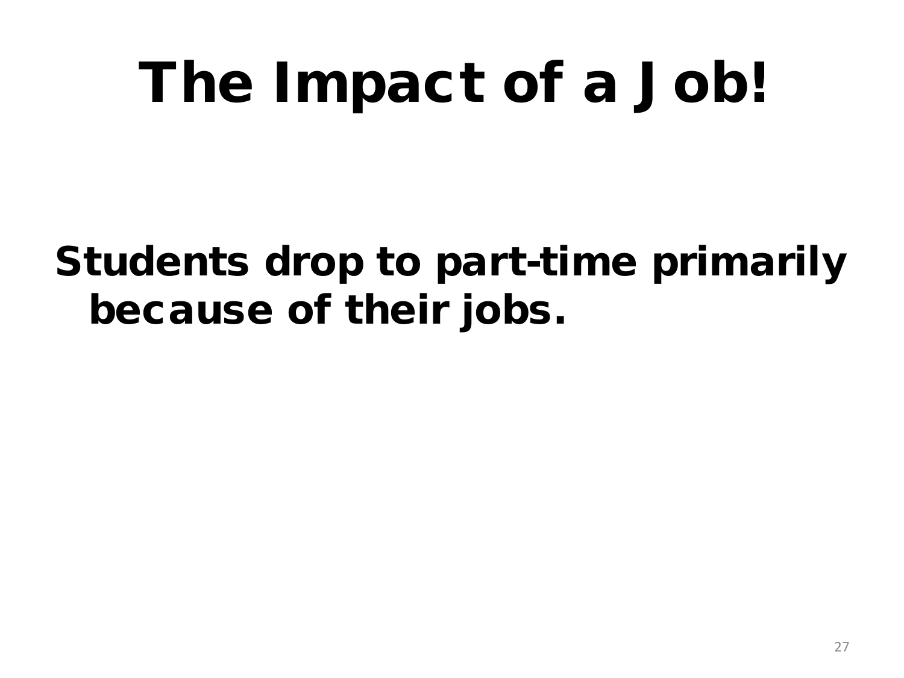# The Impact of a Job!

**Students drop to part-time primarily because of their jobs.**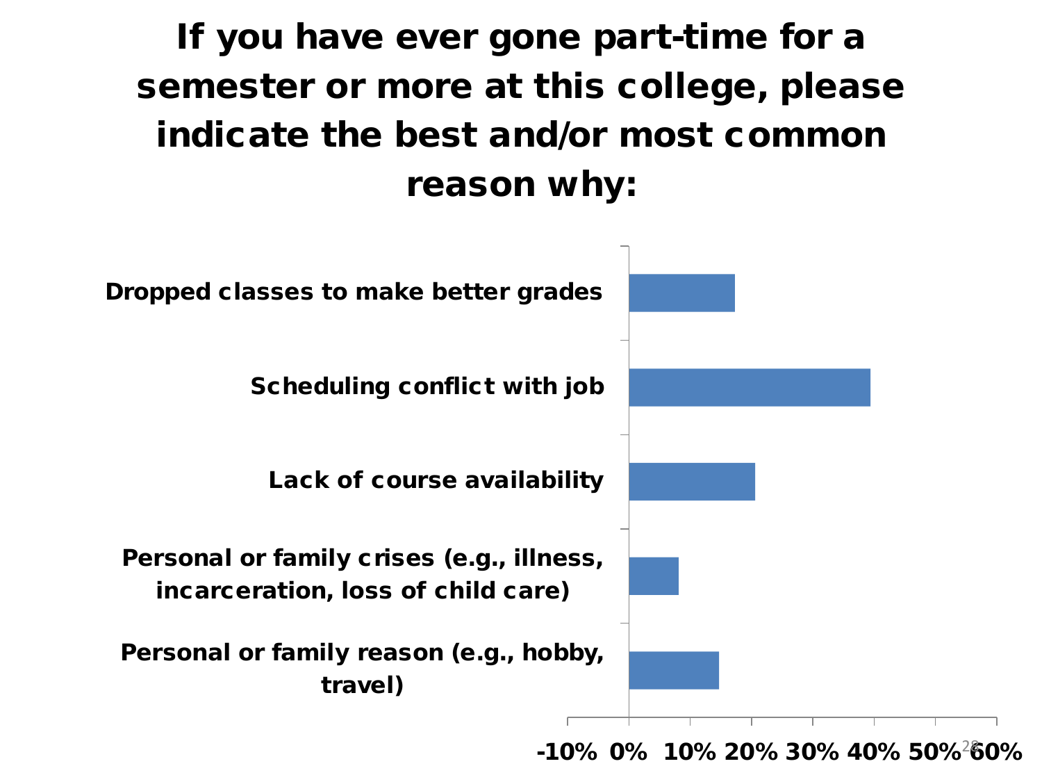# If you have ever gone part-time for a semester or more at this college, please indicate the best and/or most common reason why:

Dropped classes to make better grades

Scheduling conflict with job

Lack of course availability

Personal or family crises (e.g., illness, incarceration, loss of child care)

Personal or family reason (e.g., hobby, travel)

-10% 0% 10% 20% 30% 40% 50% 60%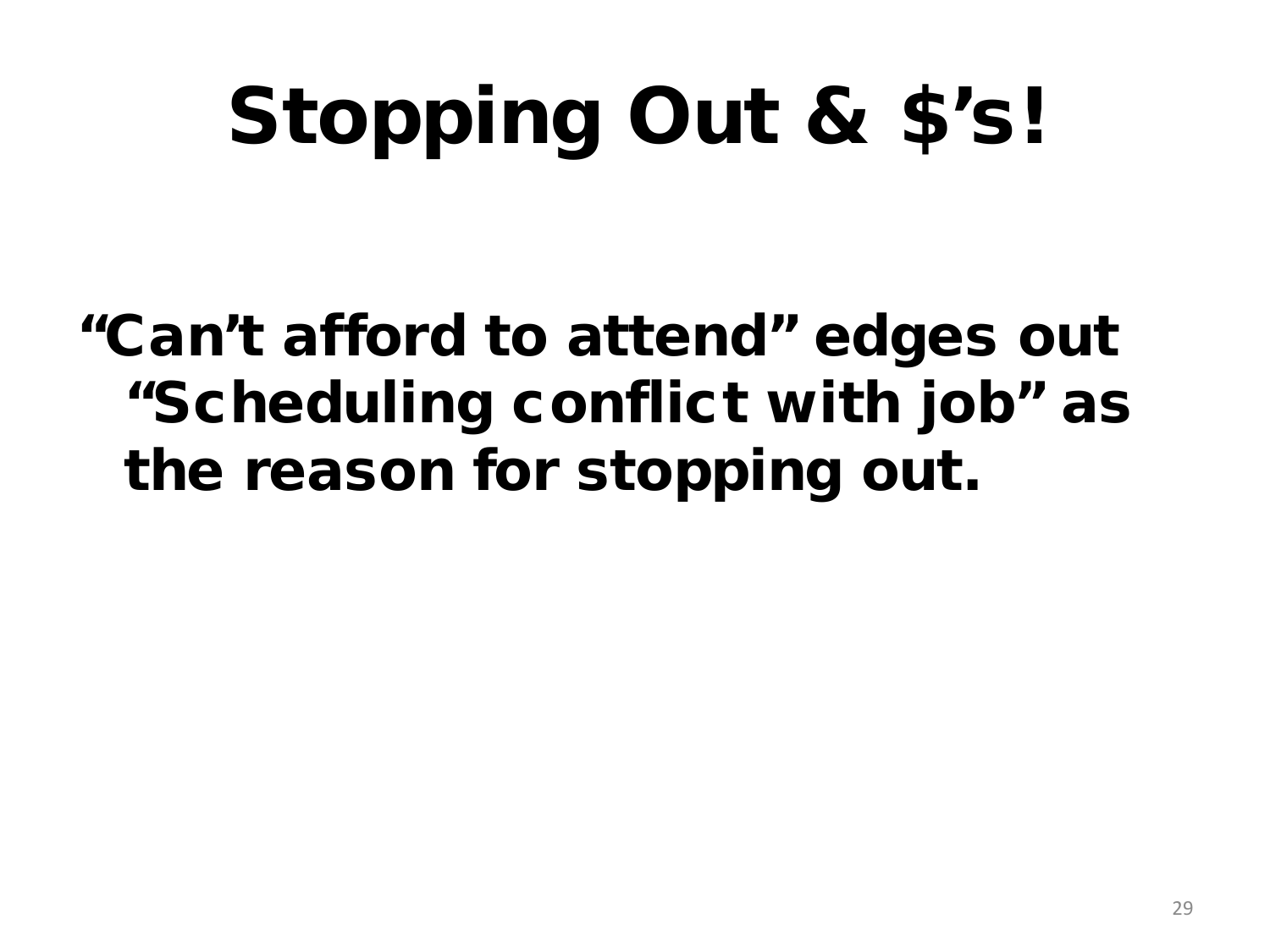# Stopping Out & $'s!

**"Can't afford to attend" edges out "Scheduling conflict with job" as the reason for stopping out.**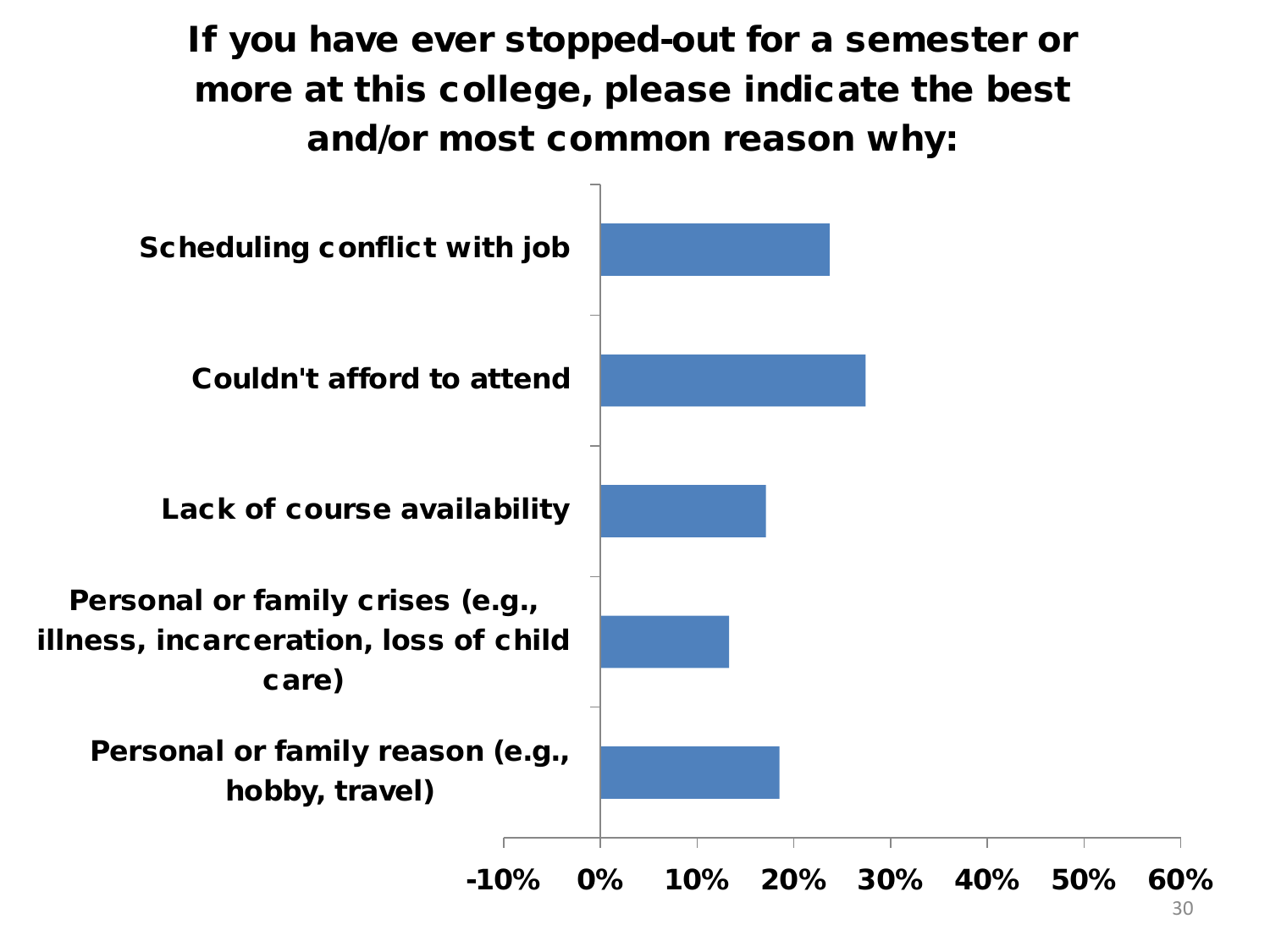# If you have ever stopped-out for a semester or more at this college, please indicate the best and/or most common reason why:

| Reason | |
|---|---|
| Scheduling conflict with job | |
| Couldn't afford to attend | |
| Lack of course availability | |
| Personal or family crises (e.g., illness, incarceration, loss of child care) | |
| Personal or family reason (e.g., hobby, travel) | |

-10% 0% 10% 20% 30% 40% 50% 60%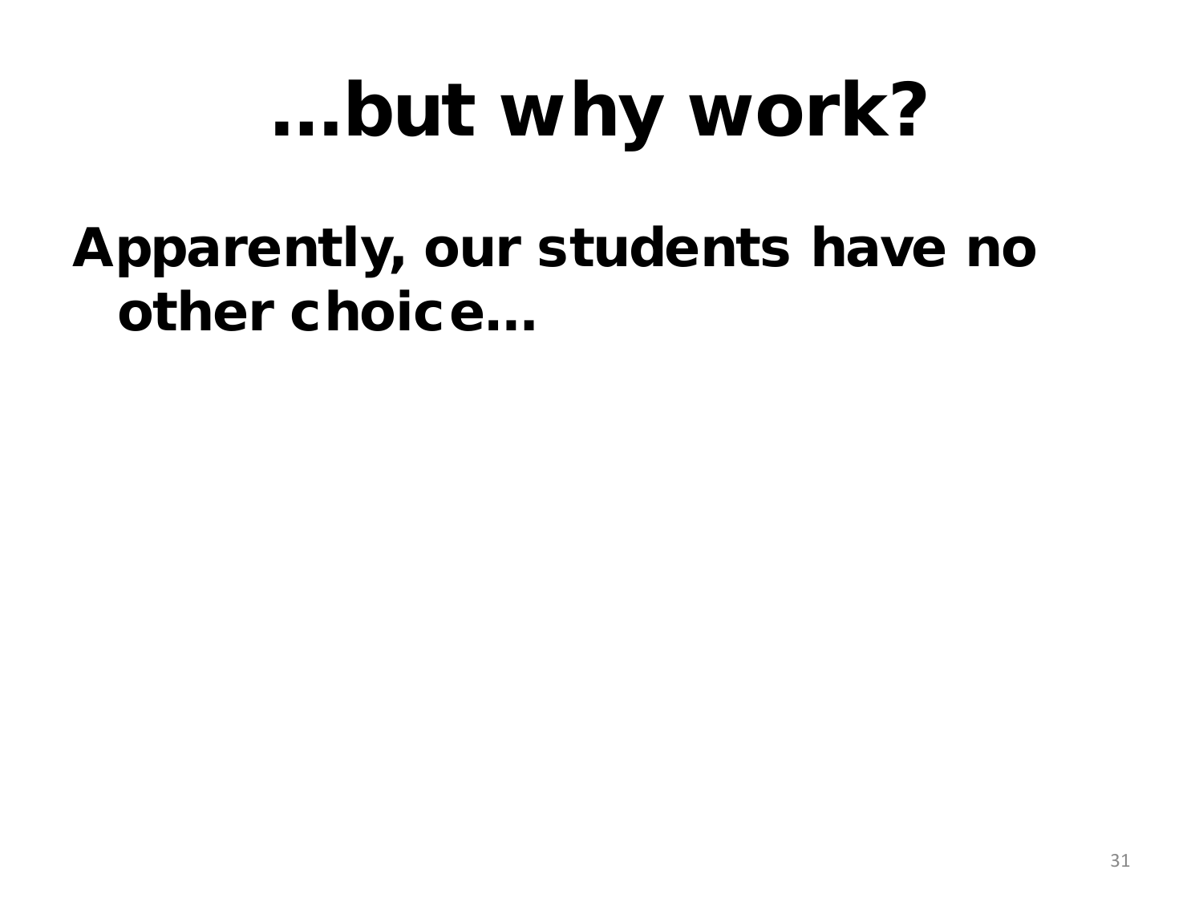# …but why work?

**Apparently, our students have no other choice…**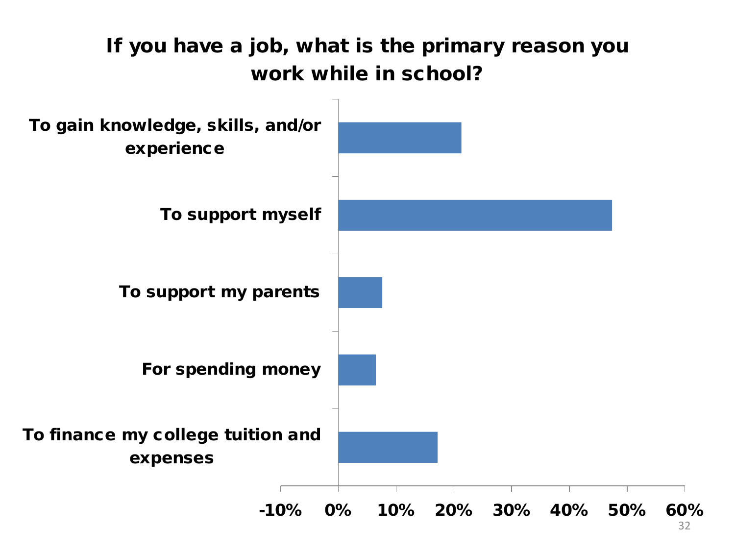# If you have a job, what is the primary reason you work while in school?

To gain knowledge, skills, and/or experience

To support myself

To support my parents

For spending money

To finance my college tuition and expenses

-10% 0% 10% 20% 30% 40% 50% 60%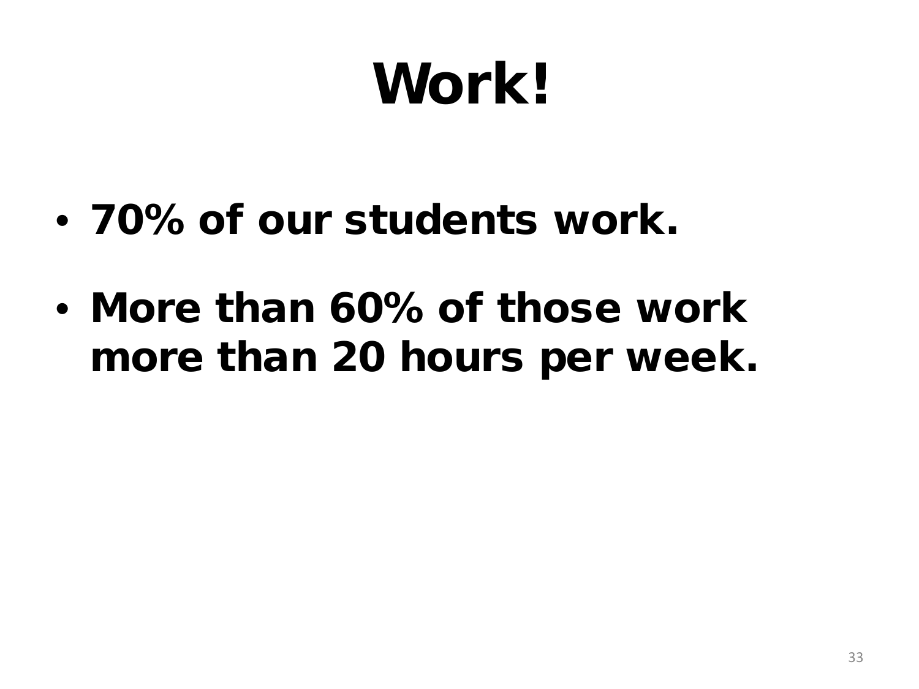# Work!

- **70% of our students work.**
- **More than 60% of those work more than 20 hours per week.**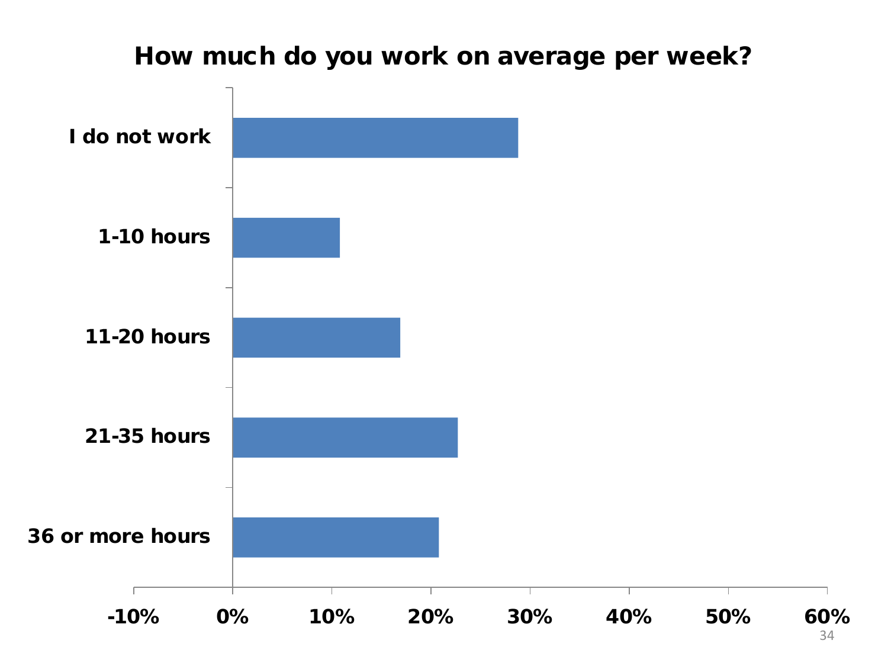## How much do you work on average per week?

I do not work

1-10 hours

11-20 hours

21-35 hours

36 or more hours

-10% 0% 10% 20% 30% 40% 50% 60%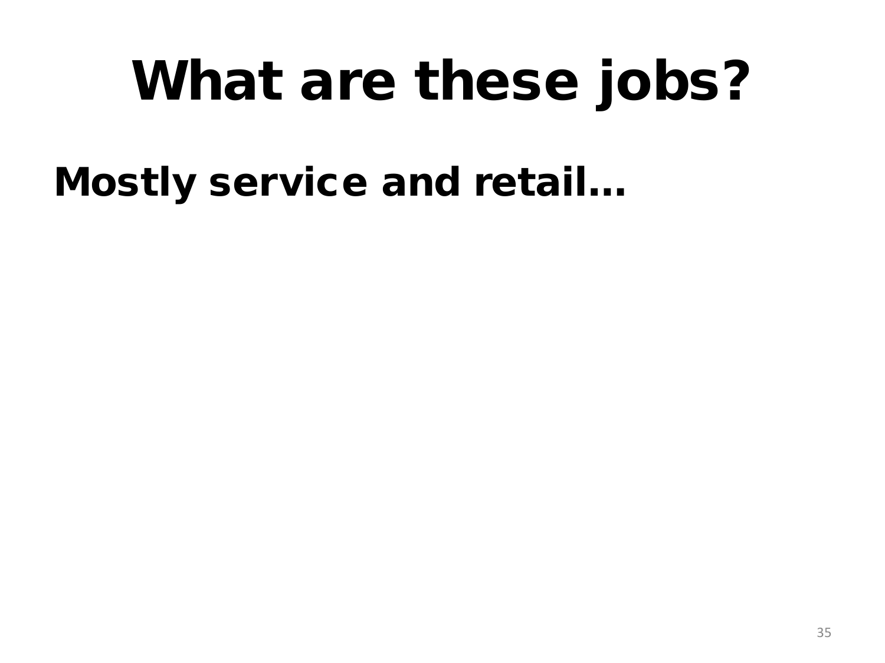# What are these jobs?

**Mostly service and retail…**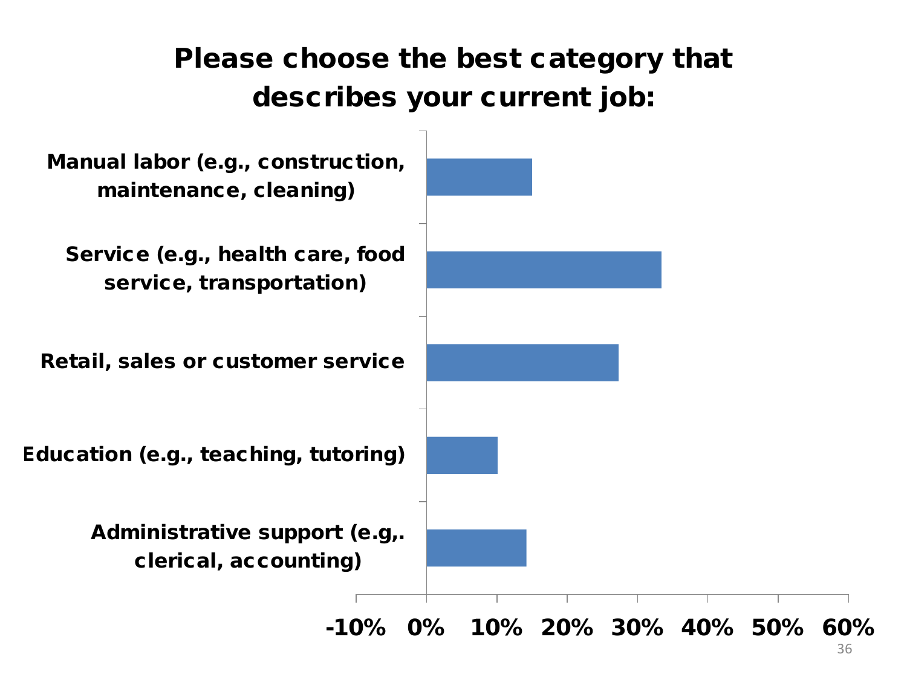# Please choose the best category that describes your current job:

| Category | Value |
|---|---|
| Manual labor (e.g., construction, maintenance, cleaning) | |
| Service (e.g., health care, food service, transportation) | |
| Retail, sales or customer service | |
| Education (e.g., teaching, tutoring) | |
| Administrative support (e.g,. clerical, accounting) | |

-10% 0% 10% 20% 30% 40% 50% 60%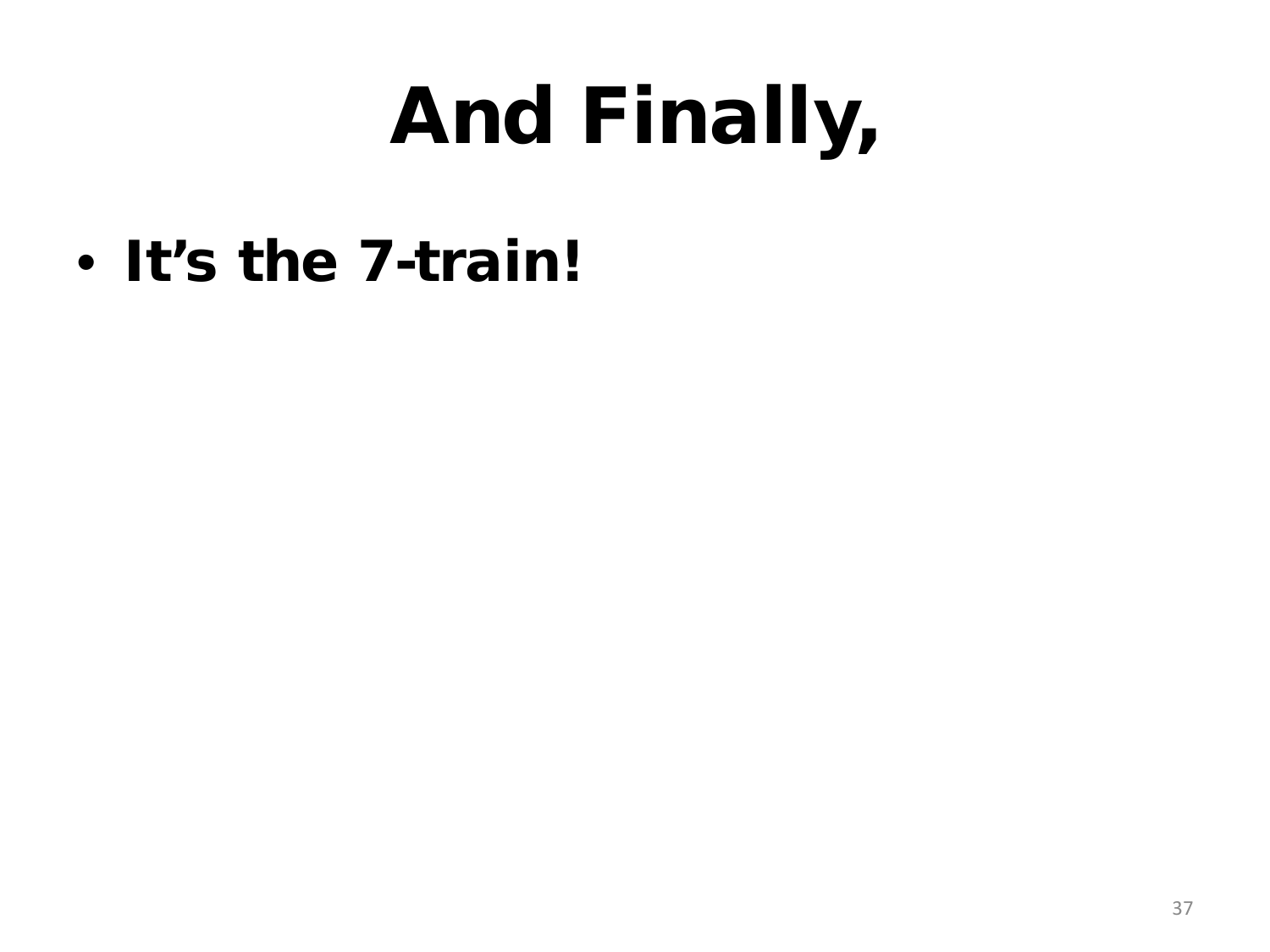# And Finally,

- **It’s the 7-train!**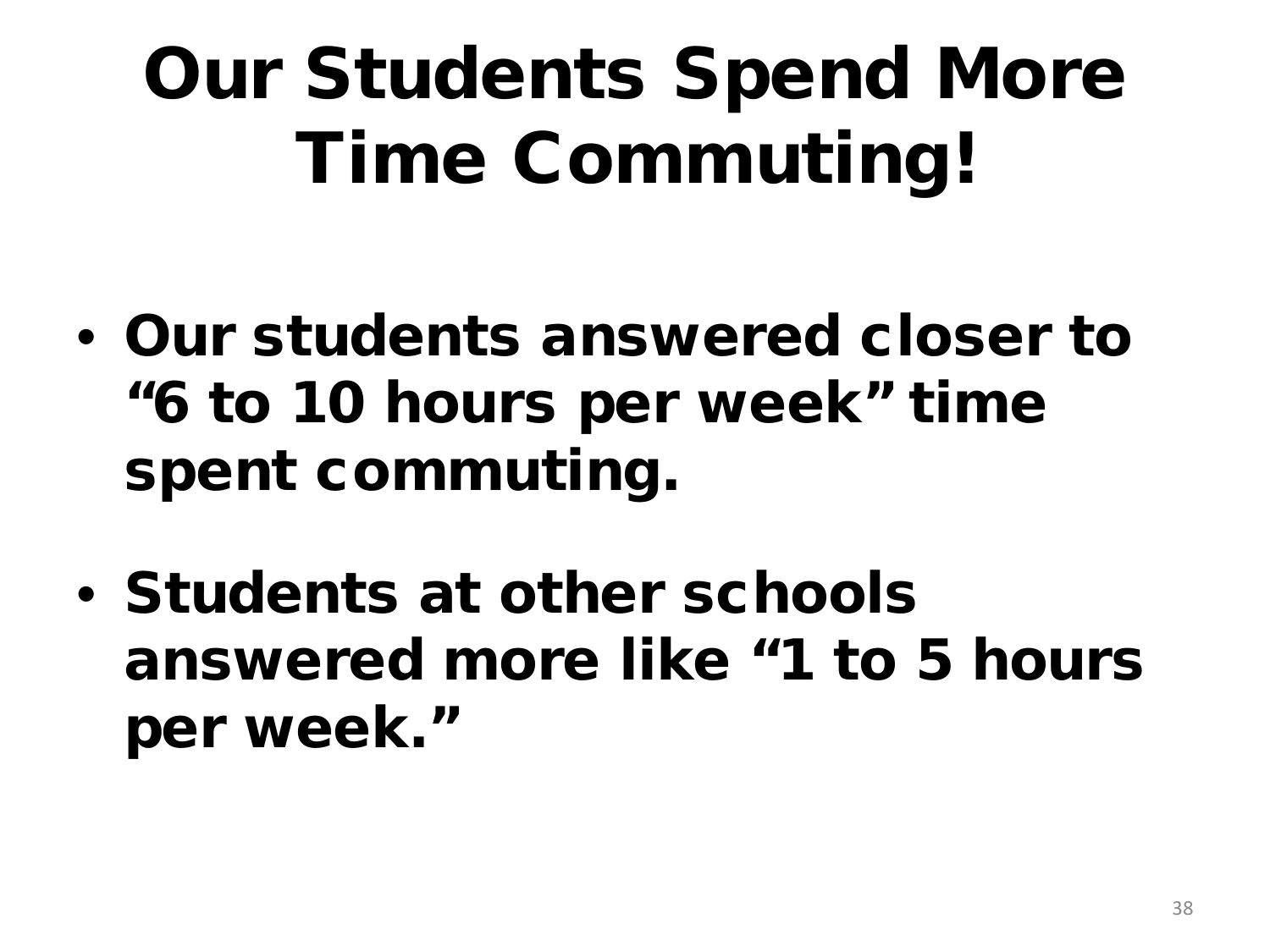# Our Students Spend More Time Commuting!

- **Our students answered closer to "6 to 10 hours per week" time spent commuting.**
- **Students at other schools answered more like "1 to 5 hours per week."**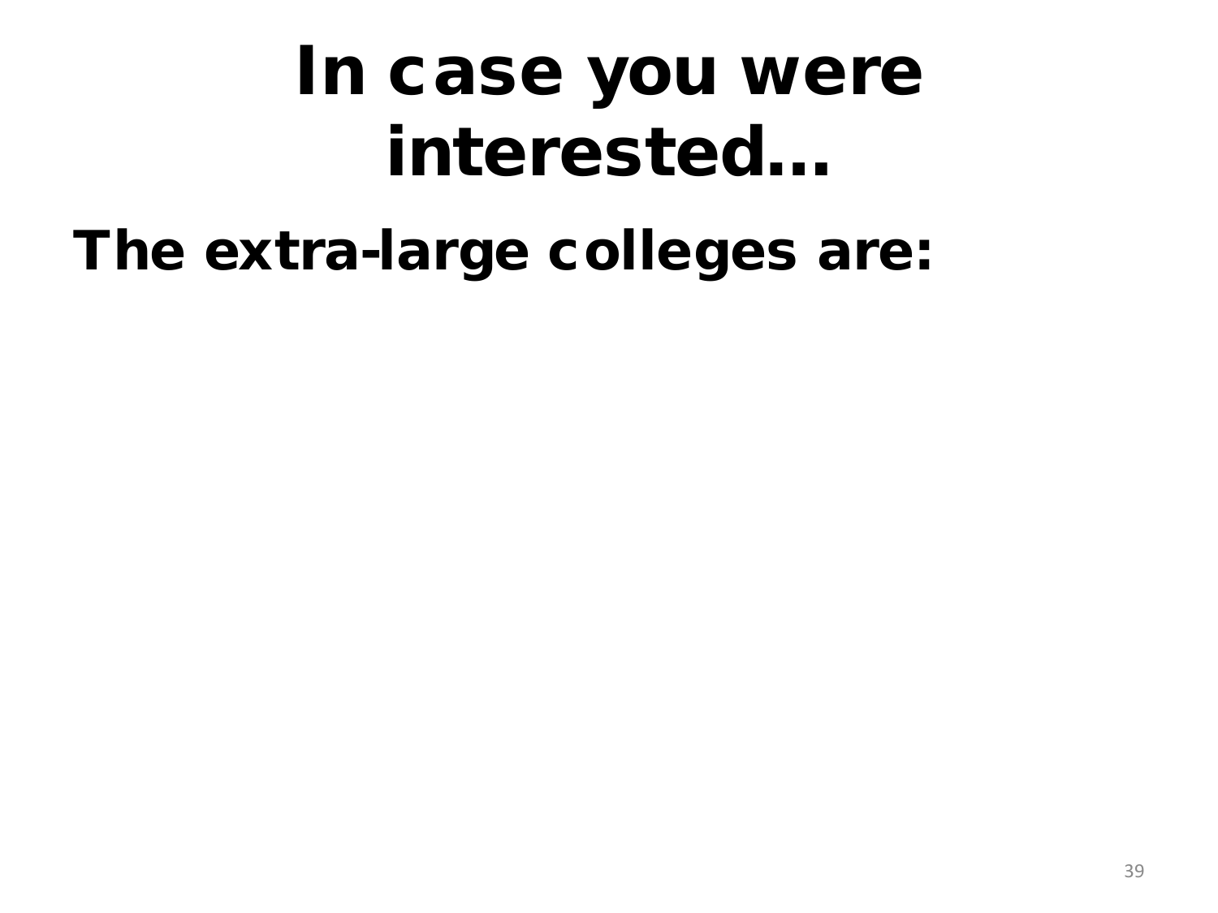# In case you were interested…

**The extra-large colleges are:**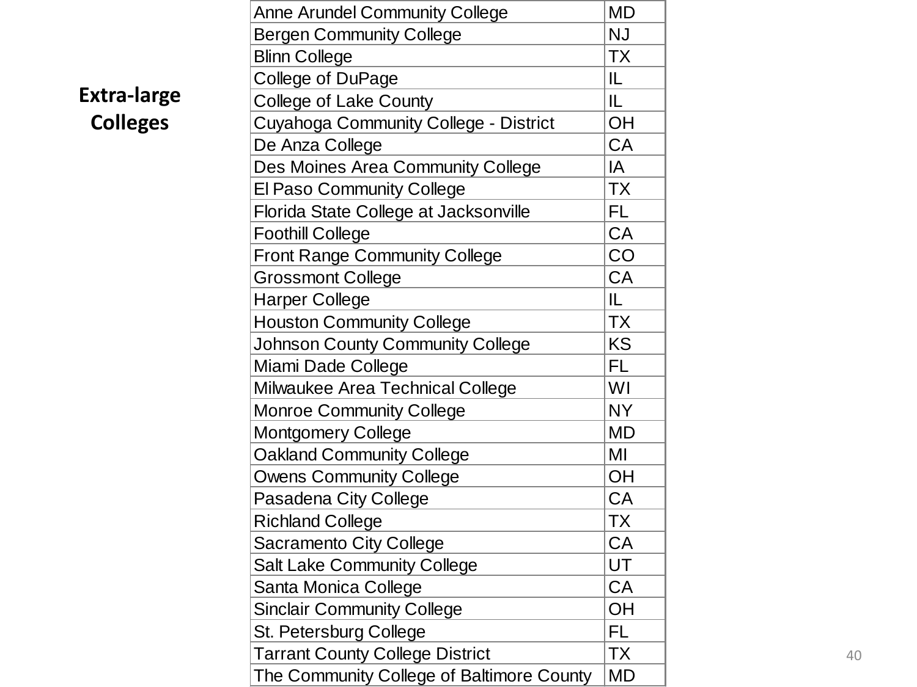**Extra-large Colleges**

| | |
|---|---|
| Anne Arundel Community College | MD |
| Bergen Community College | NJ |
| Blinn College | TX |
| College of DuPage | IL |
| College of Lake County | IL |
| Cuyahoga Community College - District | OH |
| De Anza College | CA |
| Des Moines Area Community College | IA |
| El Paso Community College | TX |
| Florida State College at Jacksonville | FL |
| Foothill College | CA |
| Front Range Community College | CO |
| Grossmont College | CA |
| Harper College | IL |
| Houston Community College | TX |
| Johnson County Community College | KS |
| Miami Dade College | FL |
| Milwaukee Area Technical College | WI |
| Monroe Community College | NY |
| Montgomery College | MD |
| Oakland Community College | MI |
| Owens Community College | OH |
| Pasadena City College | CA |
| Richland College | TX |
| Sacramento City College | CA |
| Salt Lake Community College | UT |
| Santa Monica College | CA |
| Sinclair Community College | OH |
| St. Petersburg College | FL |
| Tarrant County College District | TX |
| The Community College of Baltimore County | MD |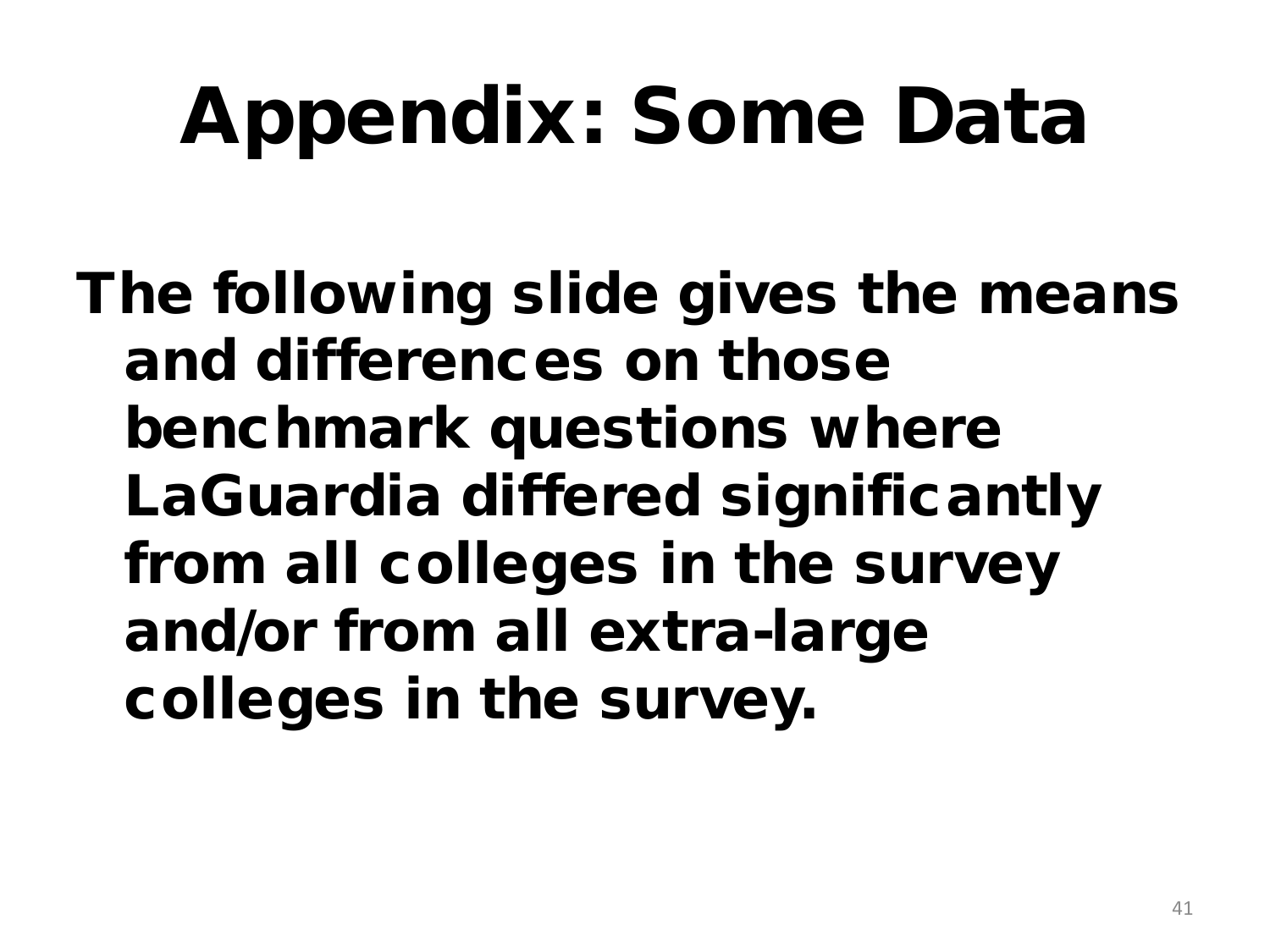# Appendix: Some Data

The following slide gives the means and differences on those benchmark questions where LaGuardia differed significantly from all colleges in the survey and/or from all extra-large colleges in the survey.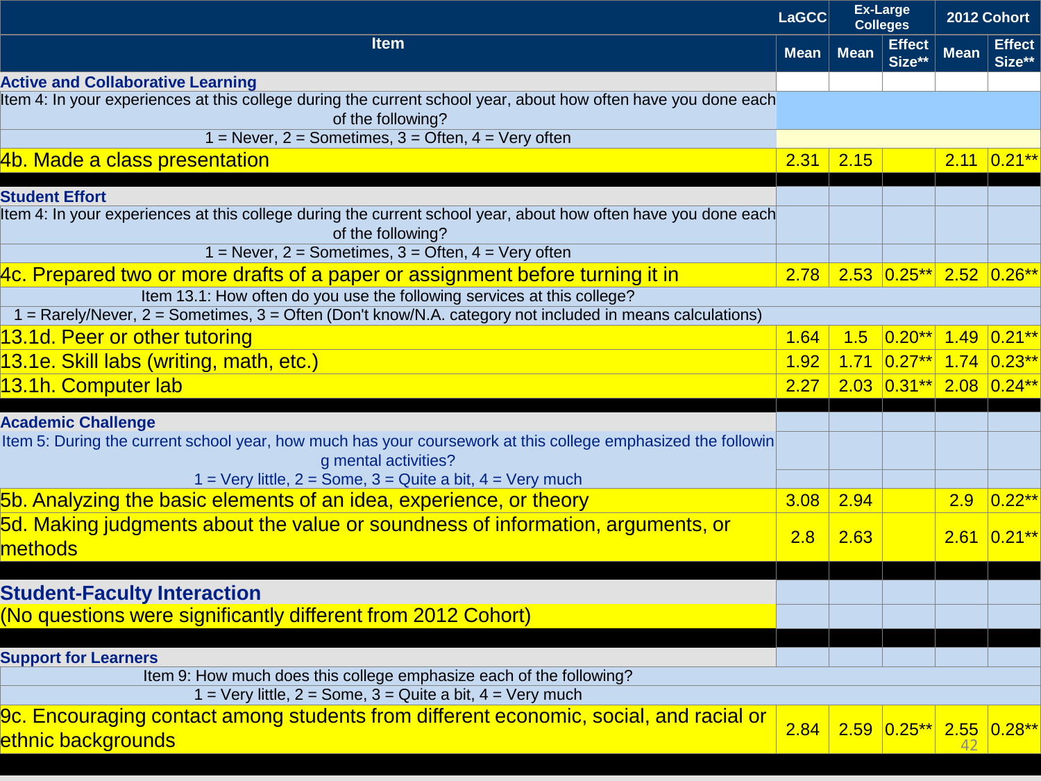| Item | LaGCC | Ex-Large Colleges | | 2012 Cohort | |
|---|---|---|---|---|---|
| | Mean | Mean | Effect Size** | Mean | Effect Size** |
| **Active and Collaborative Learning** | | | | | |
| Item 4: In your experiences at this college during the current school year, about how often have you done each of the following? | | | | | |
| 1 = Never, 2 = Sometimes, 3 = Often, 4 = Very often | | | | | |
| 4b. Made a class presentation | 2.31 | 2.15 | | 2.11 | 0.21** |
| **Student Effort** | | | | | |
| Item 4: In your experiences at this college during the current school year, about how often have you done each of the following? | | | | | |
| 1 = Never, 2 = Sometimes, 3 = Often, 4 = Very often | | | | | |
| 4c. Prepared two or more drafts of a paper or assignment before turning it in | 2.78 | 2.53 | 0.25** | 2.52 | 0.26** |
| Item 13.1: How often do you use the following services at this college? | | | | | |
| 1 = Rarely/Never, 2 = Sometimes, 3 = Often (Don't know/N.A. category not included in means calculations) | | | | | |
| 13.1d. Peer or other tutoring | 1.64 | 1.5 | 0.20** | 1.49 | 0.21** |
| 13.1e. Skill labs (writing, math, etc.) | 1.92 | 1.71 | 0.27** | 1.74 | 0.23** |
| 13.1h. Computer lab | 2.27 | 2.03 | 0.31** | 2.08 | 0.24** |
| **Academic Challenge** | | | | | |
| Item 5: During the current school year, how much has your coursework at this college emphasized the following mental activities? | | | | | |
| 1 = Very little, 2 = Some, 3 = Quite a bit, 4 = Very much | | | | | |
| 5b. Analyzing the basic elements of an idea, experience, or theory | 3.08 | 2.94 | | 2.9 | 0.22** |
| 5d. Making judgments about the value or soundness of information, arguments, or methods | 2.8 | 2.63 | | 2.61 | 0.21** |
| **Student-Faculty Interaction** | | | | | |
| (No questions were significantly different from 2012 Cohort) | | | | | |
| **Support for Learners** | | | | | |
| Item 9: How much does this college emphasize each of the following? | | | | | |
| 1 = Very little, 2 = Some, 3 = Quite a bit, 4 = Very much | | | | | |
| 9c. Encouraging contact among students from different economic, social, and racial or ethnic backgrounds | 2.84 | 2.59 | 0.25** | 2.55 | 0.28** |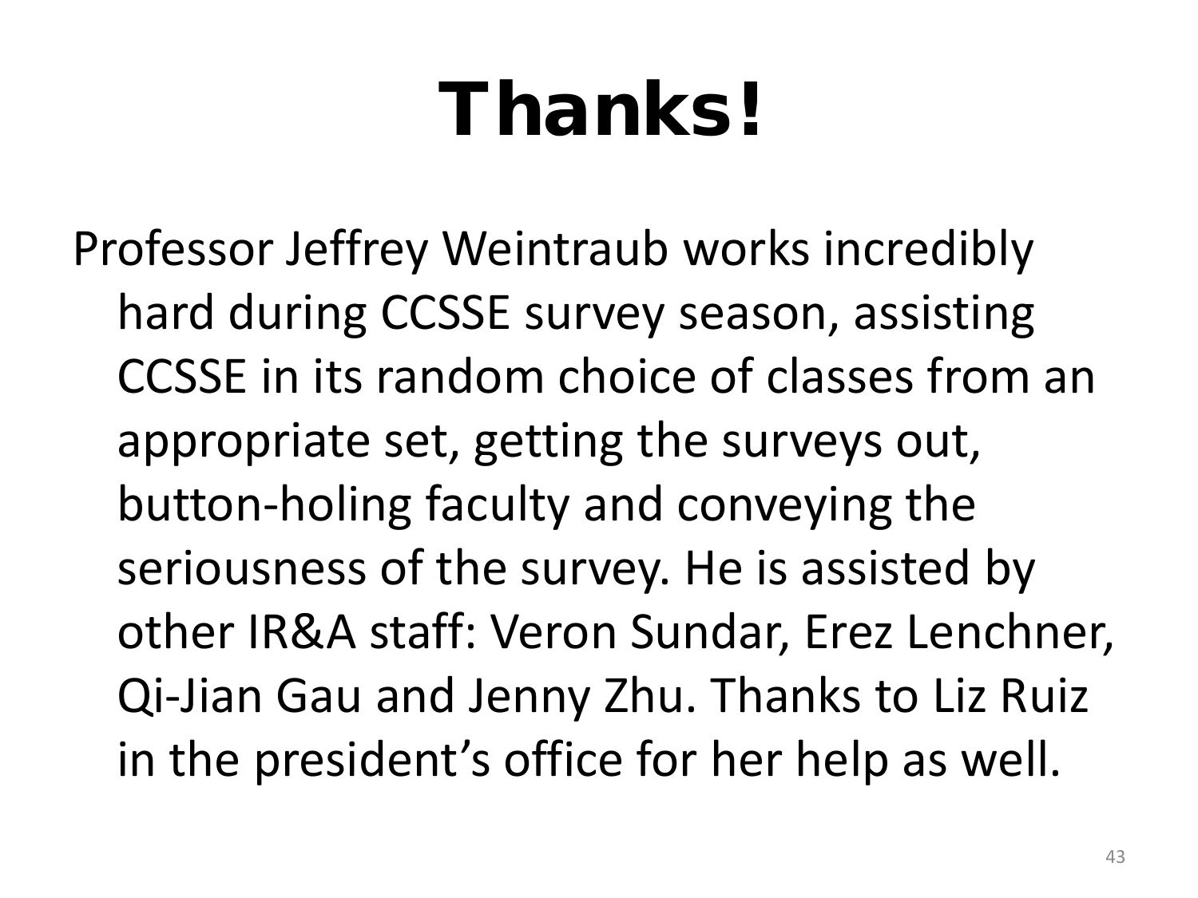# Thanks!

Professor Jeffrey Weintraub works incredibly hard during CCSSE survey season, assisting CCSSE in its random choice of classes from an appropriate set, getting the surveys out, button-holing faculty and conveying the seriousness of the survey. He is assisted by other IR&A staff: Veron Sundar, Erez Lenchner, Qi-Jian Gau and Jenny Zhu. Thanks to Liz Ruiz in the president's office for her help as well.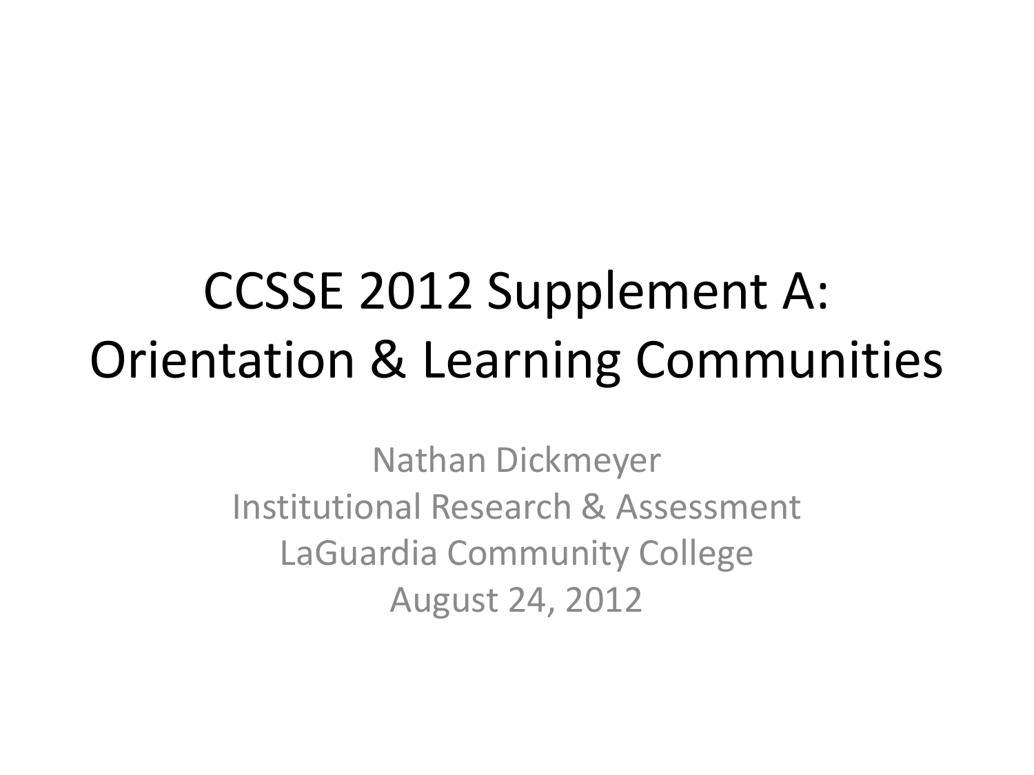# CCSSE 2012 Supplement A: Orientation & Learning Communities

Nathan Dickmeyer
Institutional Research & Assessment
LaGuardia Community College
August 24, 2012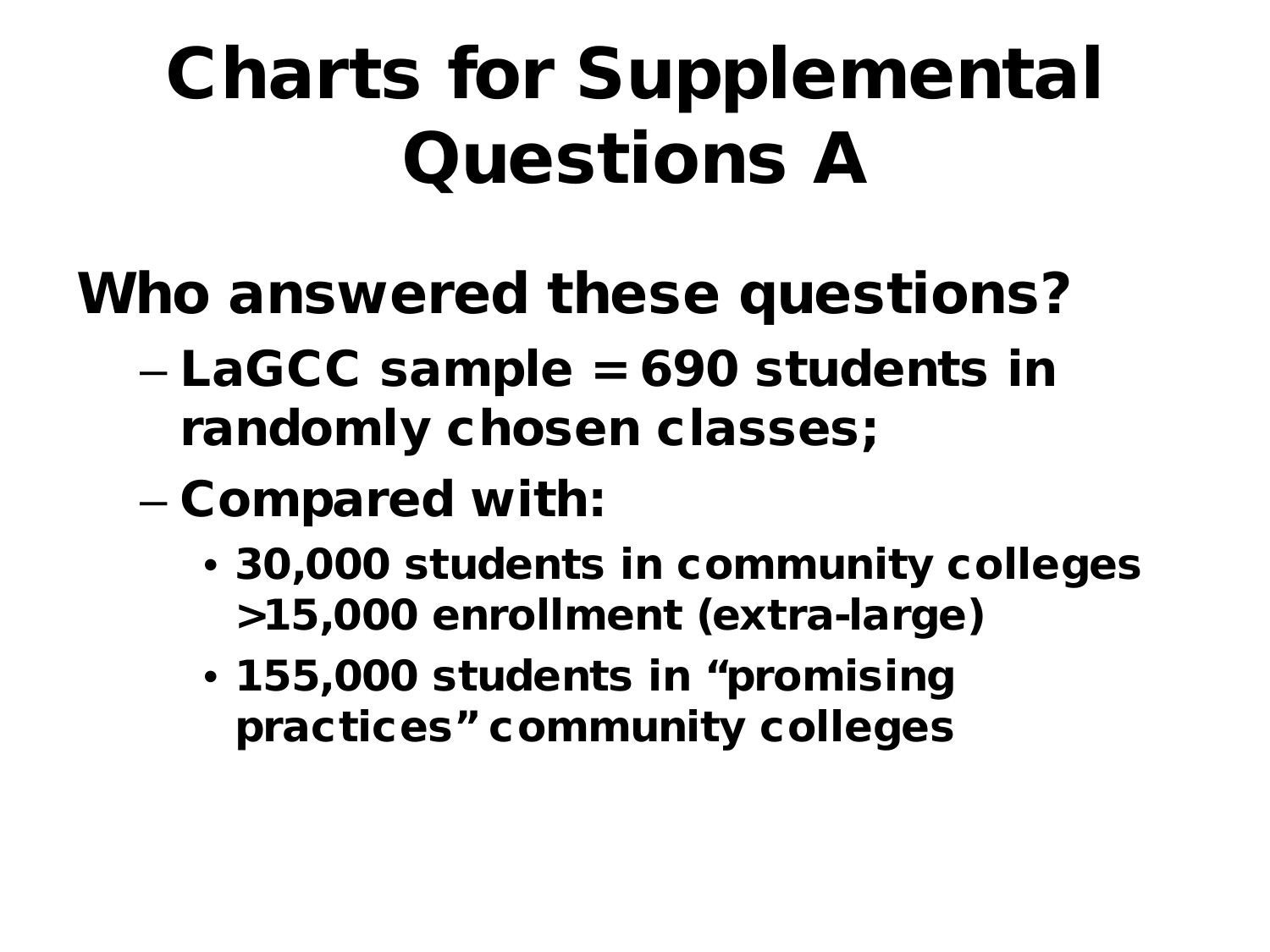# Charts for Supplemental Questions A

## Who answered these questions?

- LaGCC sample = 690 students in randomly chosen classes;
- Compared with:
  - 30,000 students in community colleges >15,000 enrollment (extra-large)
  - 155,000 students in "promising practices" community colleges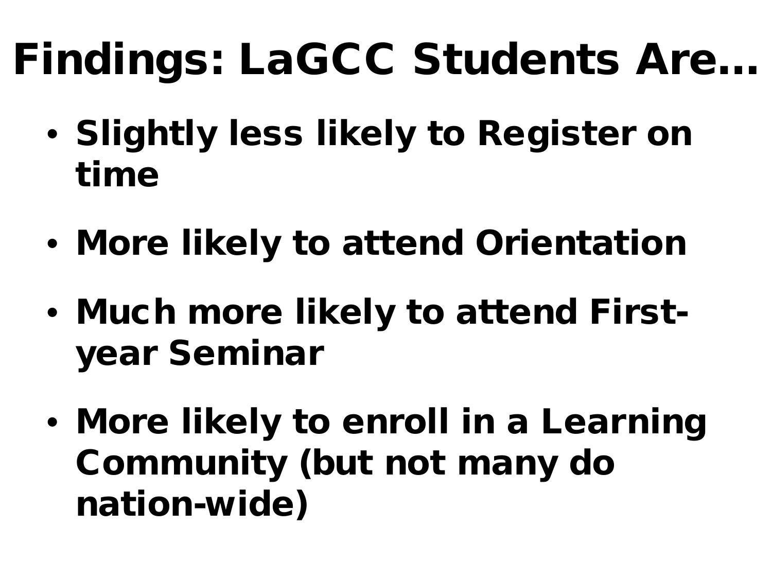# Findings: LaGCC Students Are…

- **Slightly less likely to Register on time**
- **More likely to attend Orientation**
- **Much more likely to attend First-year Seminar**
- **More likely to enroll in a Learning Community (but not many do nation-wide)**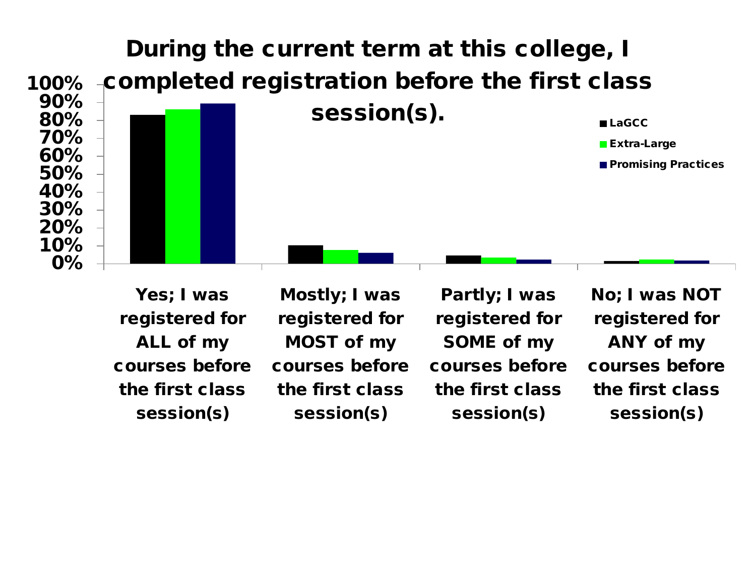# During the current term at this college, I completed registration before the first class session(s).

100%
90%
80%
70%
60%
50%
40%
30%
20%
10%
0%

- LaGCC
- Extra-Large
- Promising Practices

Yes; I was registered for ALL of my courses before the first class session(s)

Mostly; I was registered for MOST of my courses before the first class session(s)

Partly; I was registered for SOME of my courses before the first class session(s)

No; I was NOT registered for ANY of my courses before the first class session(s)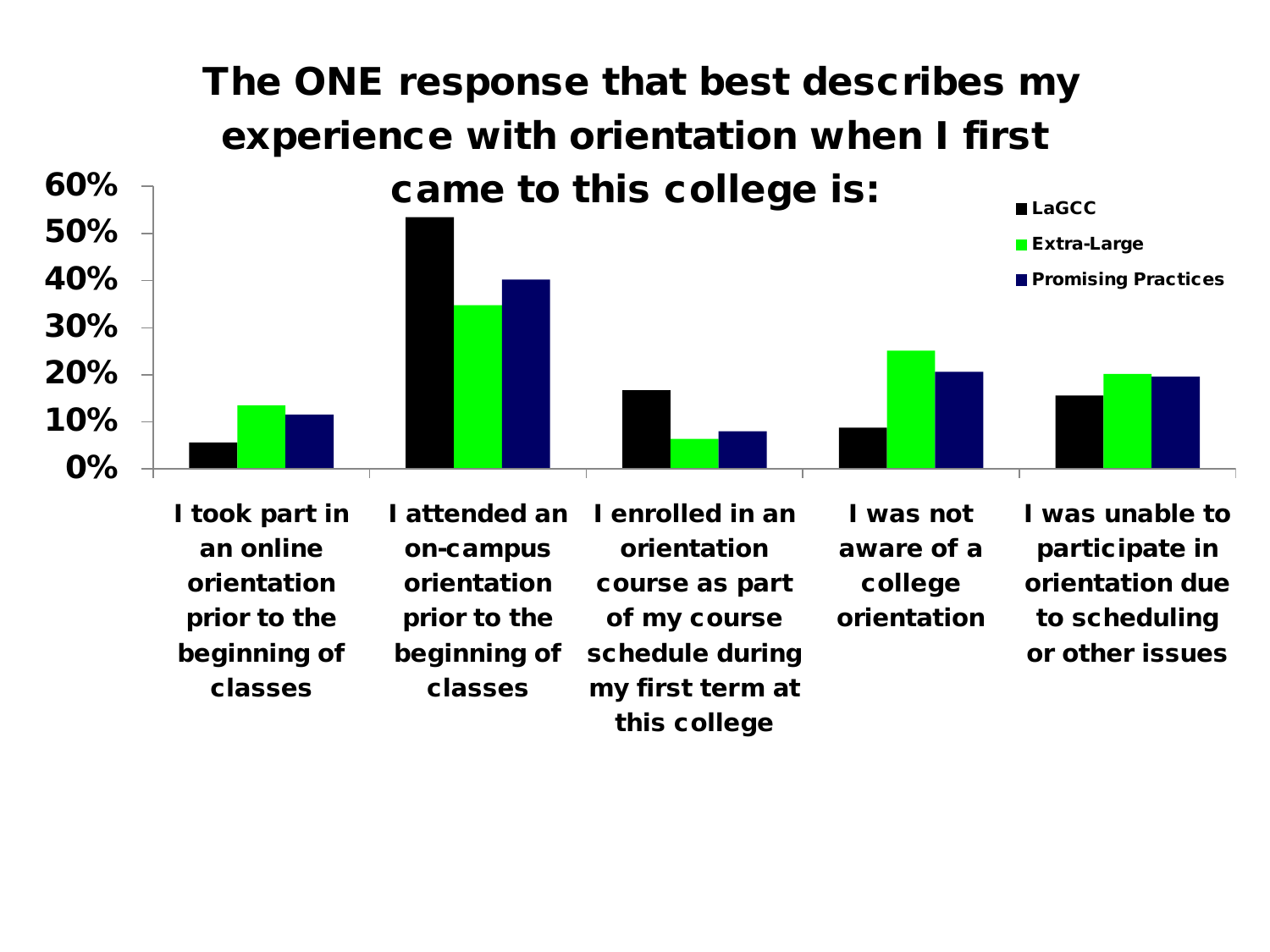# The ONE response that best describes my experience with orientation when I first came to this college is:

| Response | LaGCC | Extra-Large | Promising Practices |
|---|---|---|---|
| I took part in an online orientation prior to the beginning of classes | | | |
| I attended an on-campus orientation prior to the beginning of classes | | | |
| I enrolled in an orientation course as part of my course schedule during my first term at this college | | | |
| I was not aware of a college orientation | | | |
| I was unable to participate in orientation due to scheduling or other issues | | | |

Y-axis: 0%, 10%, 20%, 30%, 40%, 50%, 60%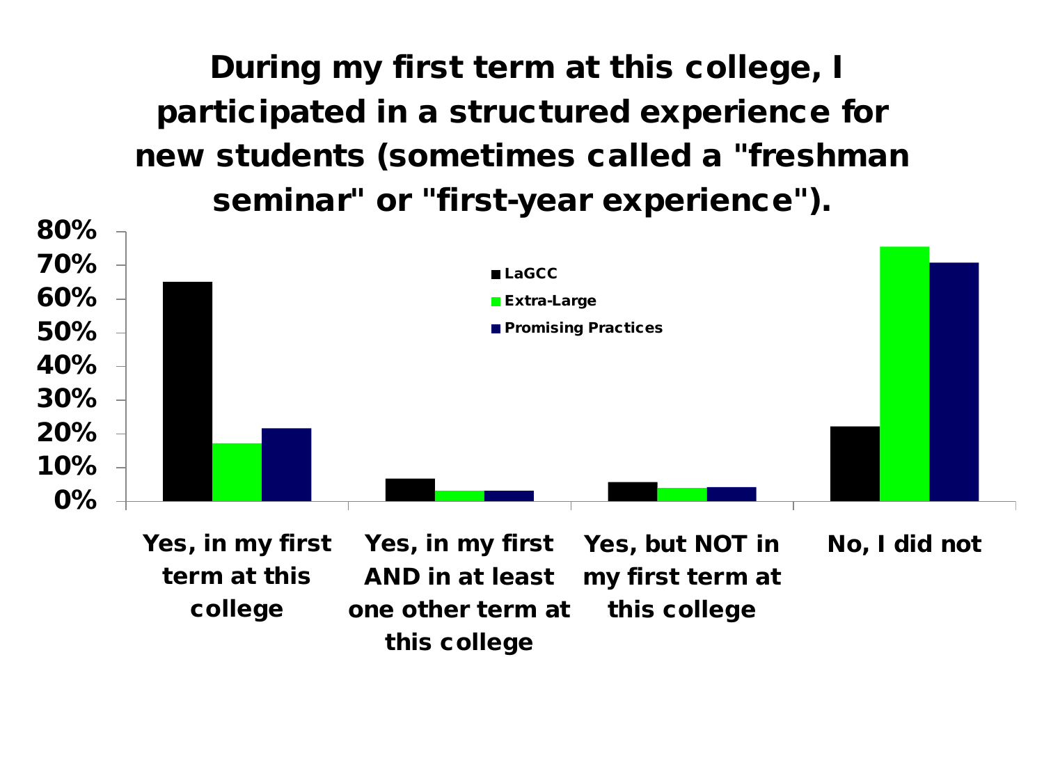# During my first term at this college, I participated in a structured experience for new students (sometimes called a "freshman seminar" or "first-year experience").

80%
70%
60%
50%
40%
30%
20%
10%
0%

- LaGCC
- Extra-Large
- Promising Practices

Yes, in my first term at this college

Yes, in my first AND in at least one other term at this college

Yes, but NOT in my first term at this college

No, I did not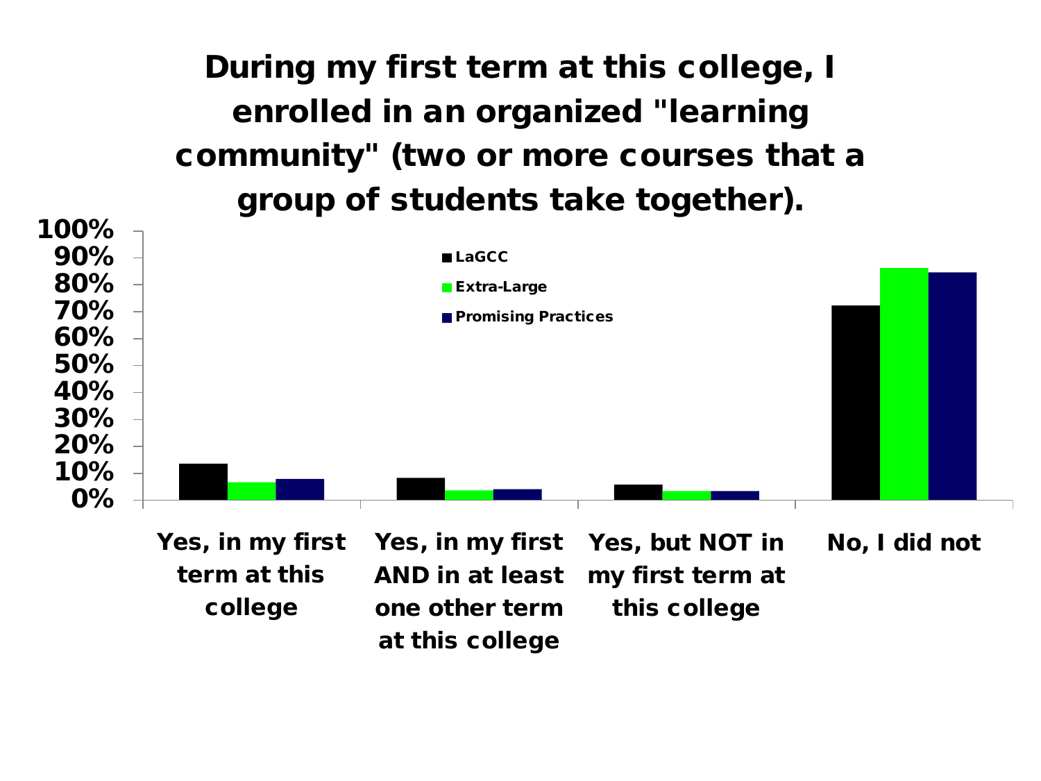# During my first term at this college, I enrolled in an organized "learning community" (two or more courses that a group of students take together).

100%
90%
80%
70%
60%
50%
40%
30%
20%
10%
0%

LaGCC
Extra-Large
Promising Practices

Yes, in my first term at this college

Yes, in my first AND in at least one other term at this college

Yes, but NOT in my first term at this college

No, I did not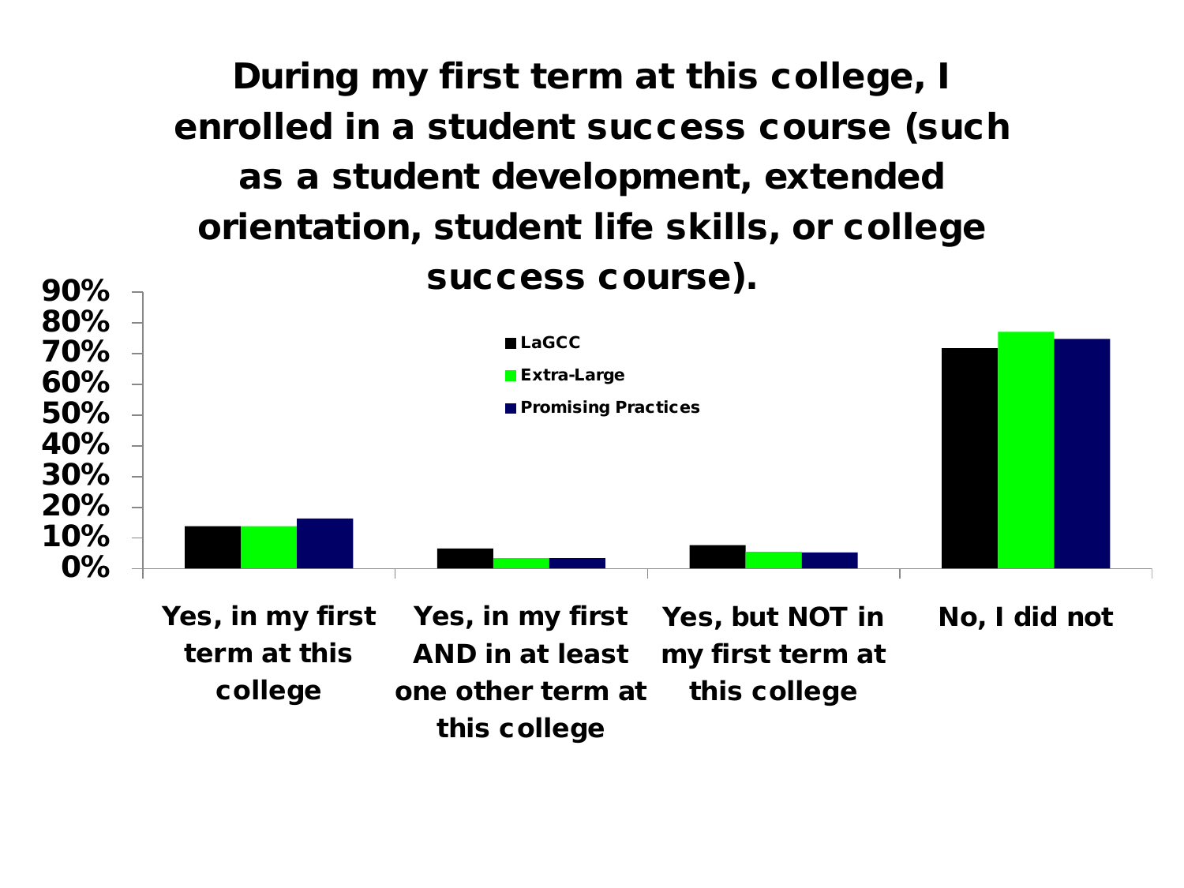# During my first term at this college, I enrolled in a student success course (such as a student development, extended orientation, student life skills, or college success course).

| | LaGCC | Extra-Large | Promising Practices |
|---|---|---|---|
| Yes, in my first term at this college | | | |
| Yes, in my first AND in at least one other term at this college | | | |
| Yes, but NOT in my first term at this college | | | |
| No, I did not | | | |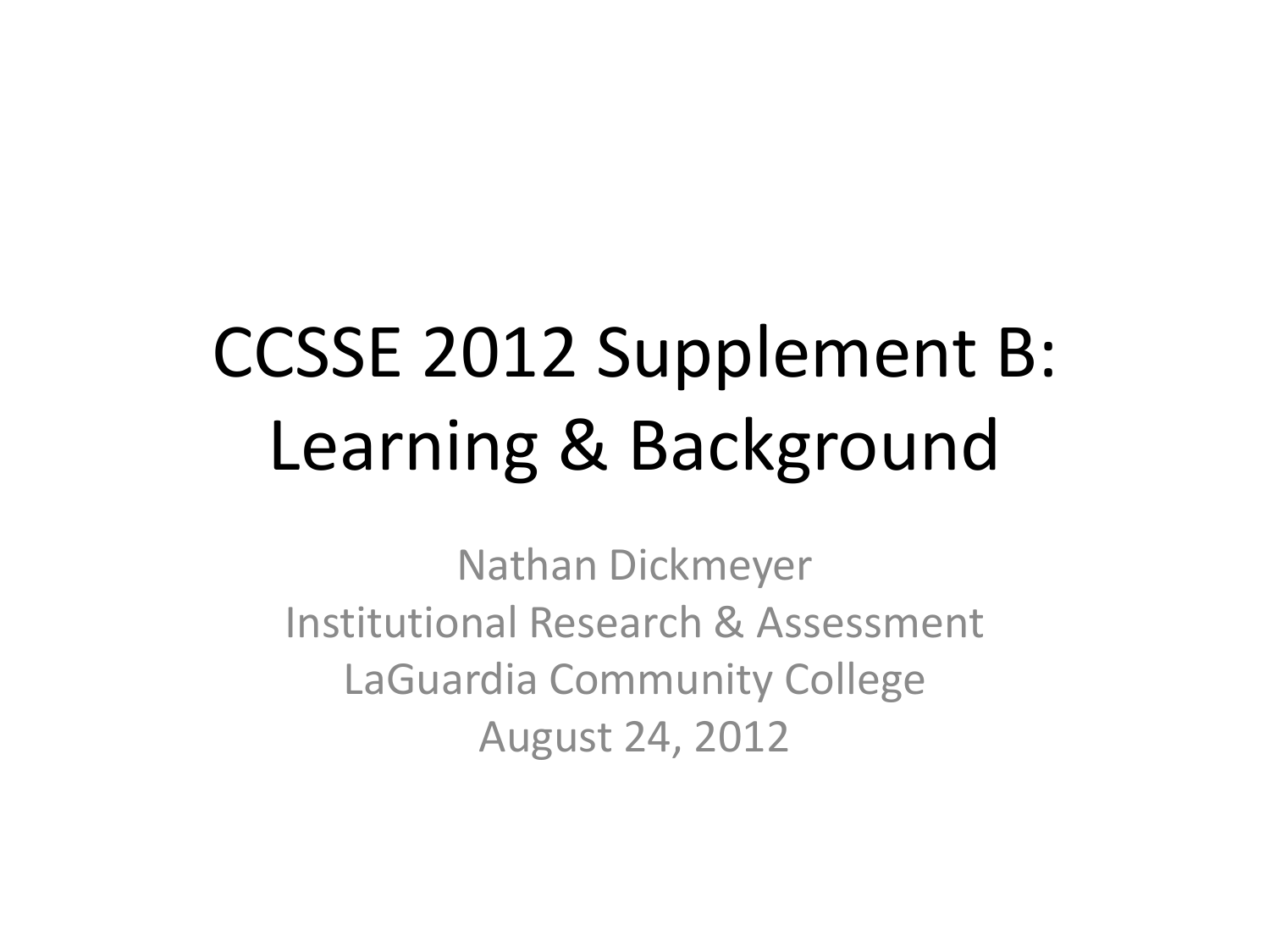# CCSSE 2012 Supplement B: Learning & Background

Nathan Dickmeyer
Institutional Research & Assessment
LaGuardia Community College
August 24, 2012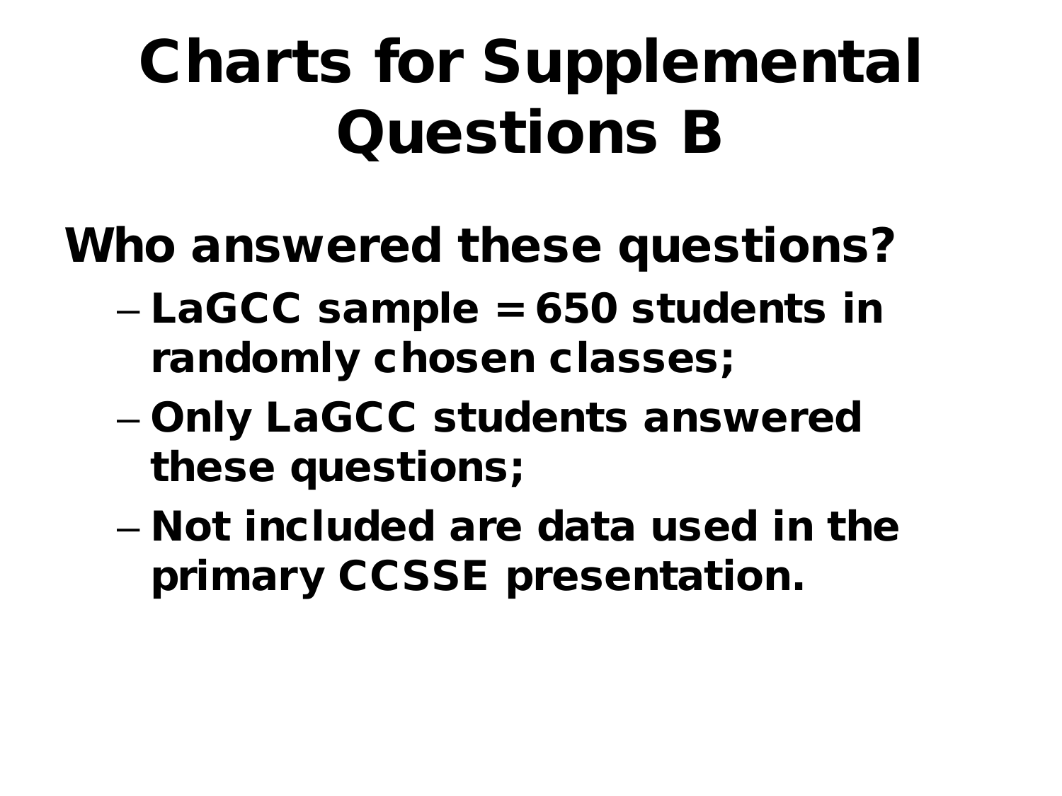# Charts for Supplemental Questions B

**Who answered these questions?**

- **LaGCC sample = 650 students in randomly chosen classes;**
- **Only LaGCC students answered these questions;**
- **Not included are data used in the primary CCSSE presentation.**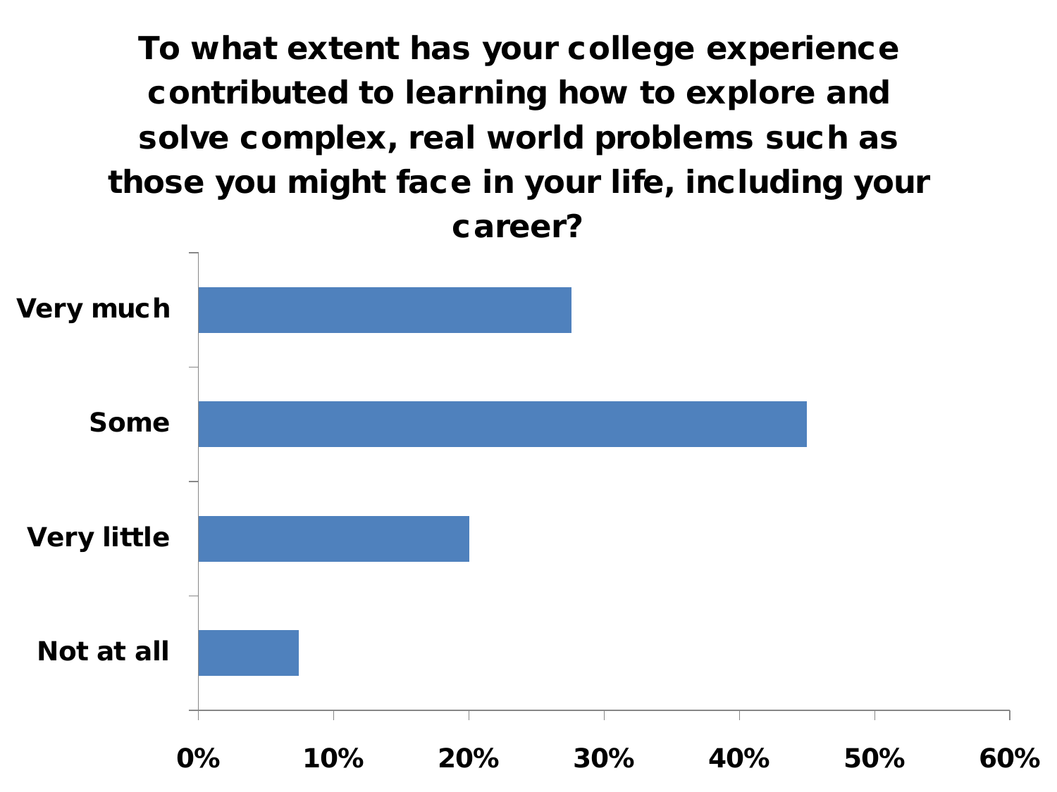## To what extent has your college experience contributed to learning how to explore and solve complex, real world problems such as those you might face in your life, including your career?

Very much

Some

Very little

Not at all

0% 10% 20% 30% 40% 50% 60%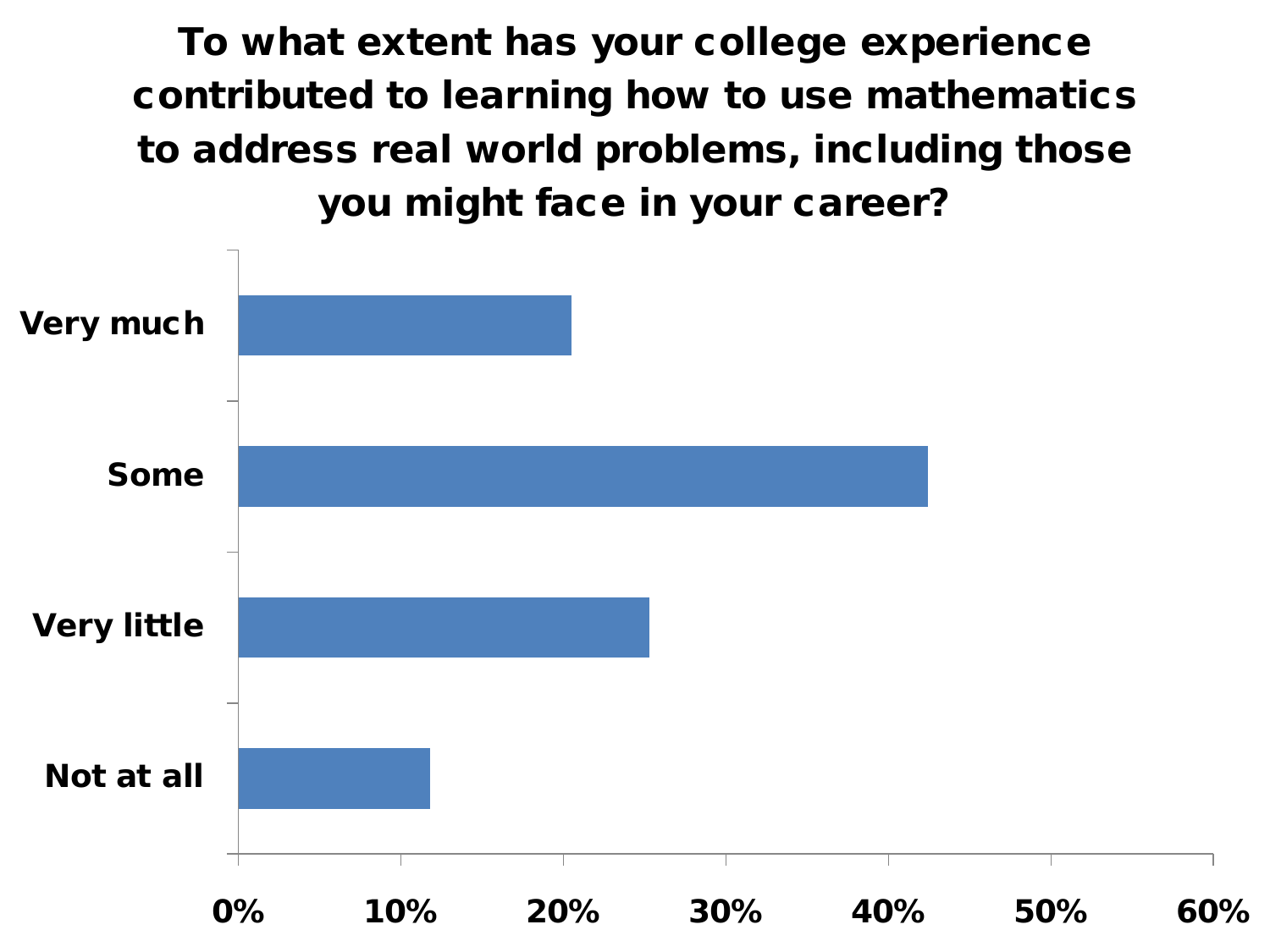# To what extent has your college experience contributed to learning how to use mathematics to address real world problems, including those you might face in your career?

| Response | |
|---|---|
| Very much | |
| Some | |
| Very little | |
| Not at all | |

0% 10% 20% 30% 40% 50% 60%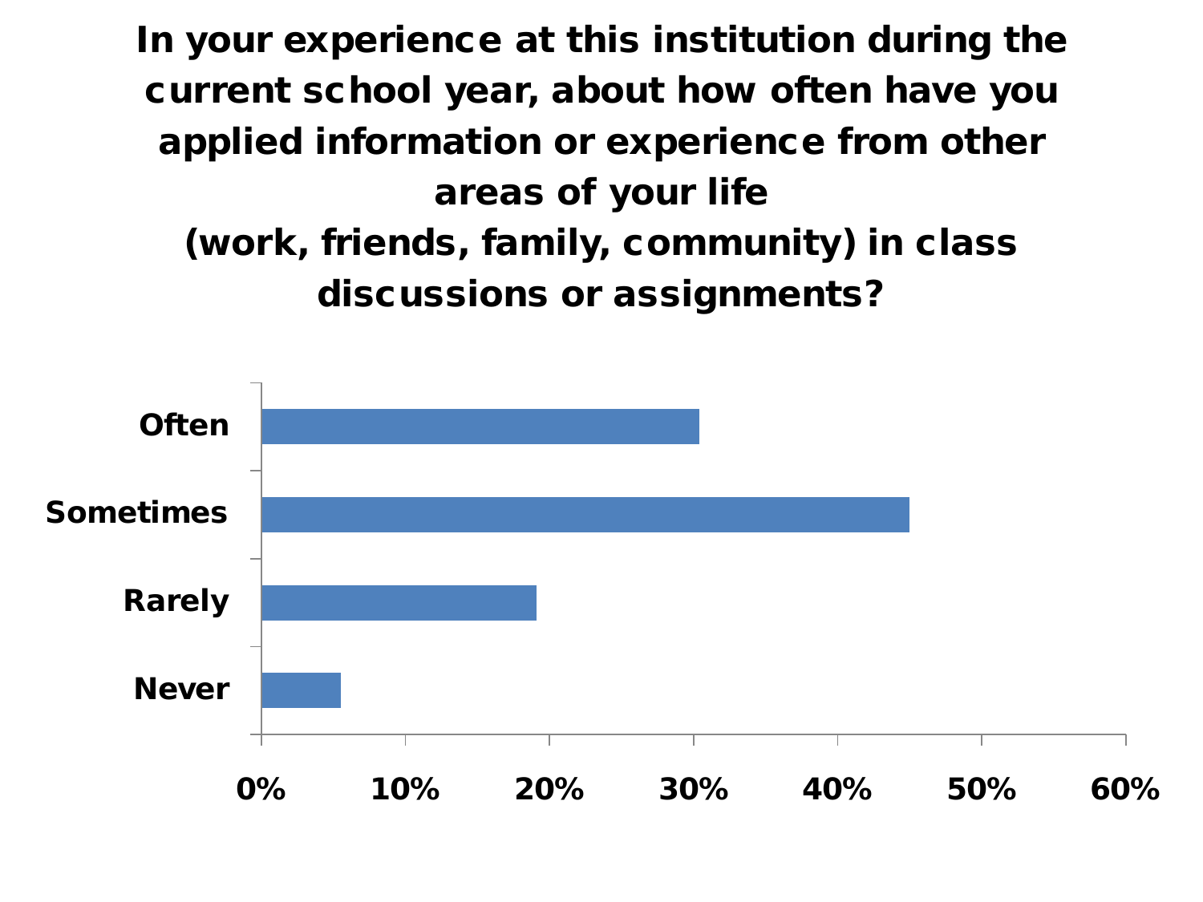# In your experience at this institution during the current school year, about how often have you applied information or experience from other areas of your life (work, friends, family, community) in class discussions or assignments?

| Response | Percentage |
|---|---|
| Often | ~30% |
| Sometimes | ~45% |
| Rarely | ~19% |
| Never | ~5% |

0% 10% 20% 30% 40% 50% 60%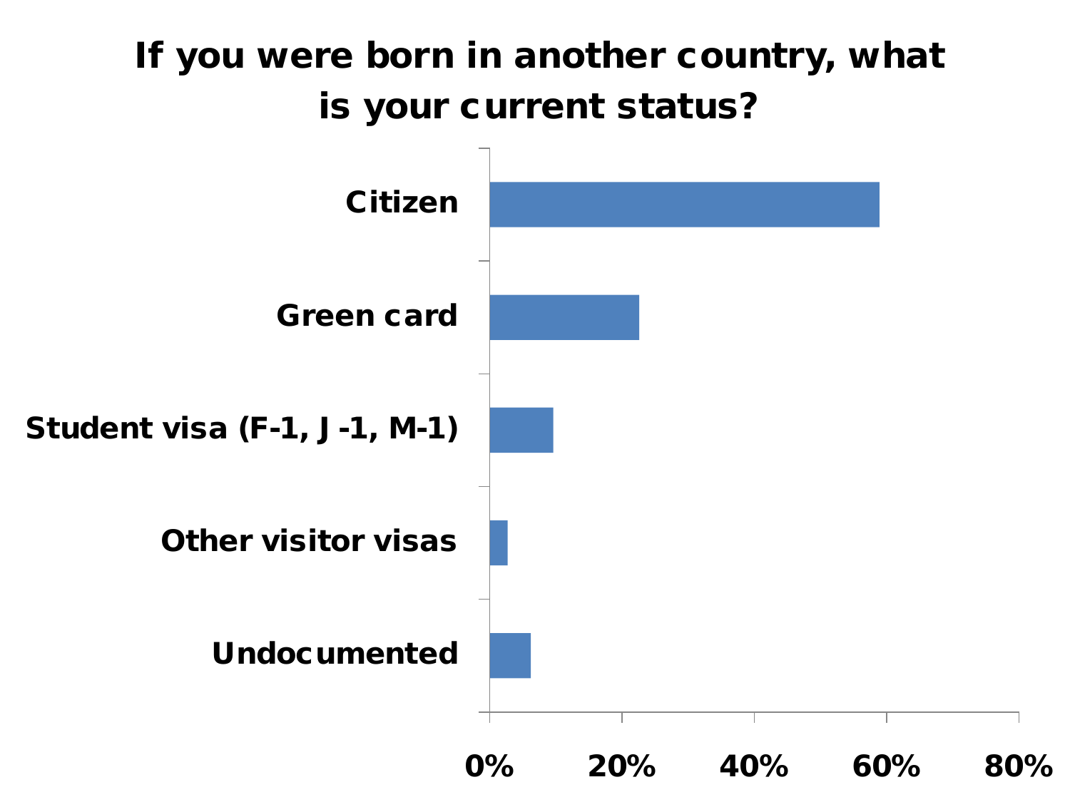## If you were born in another country, what is your current status?

Citizen

Green card

Student visa (F-1, J -1, M-1)

Other visitor visas

Undocumented

0% 20% 40% 60% 80%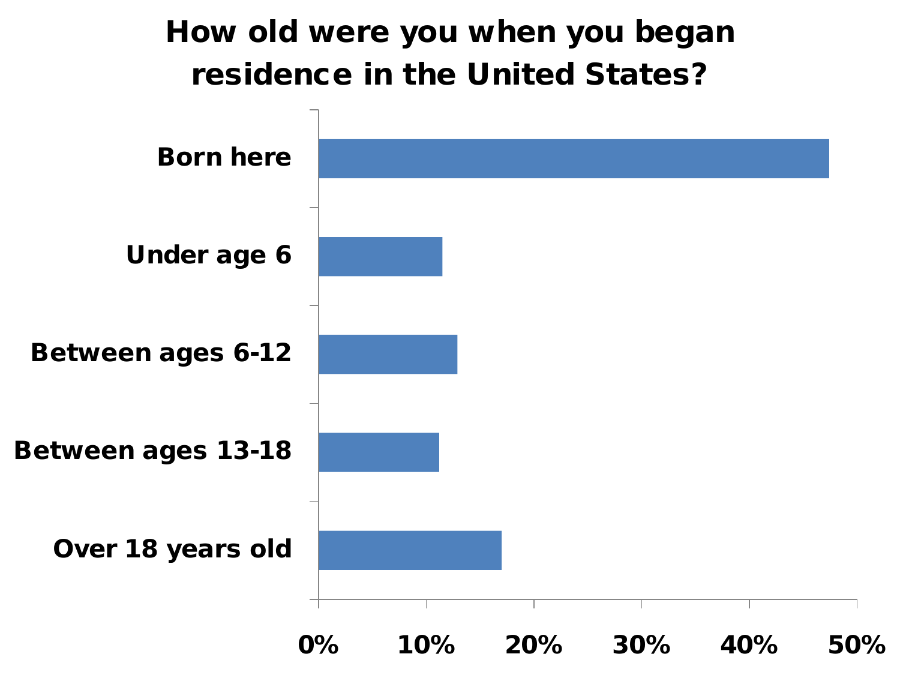# How old were you when you began residence in the United States?

Born here

Under age 6

Between ages 6-12

Between ages 13-18

Over 18 years old

0% 10% 20% 30% 40% 50%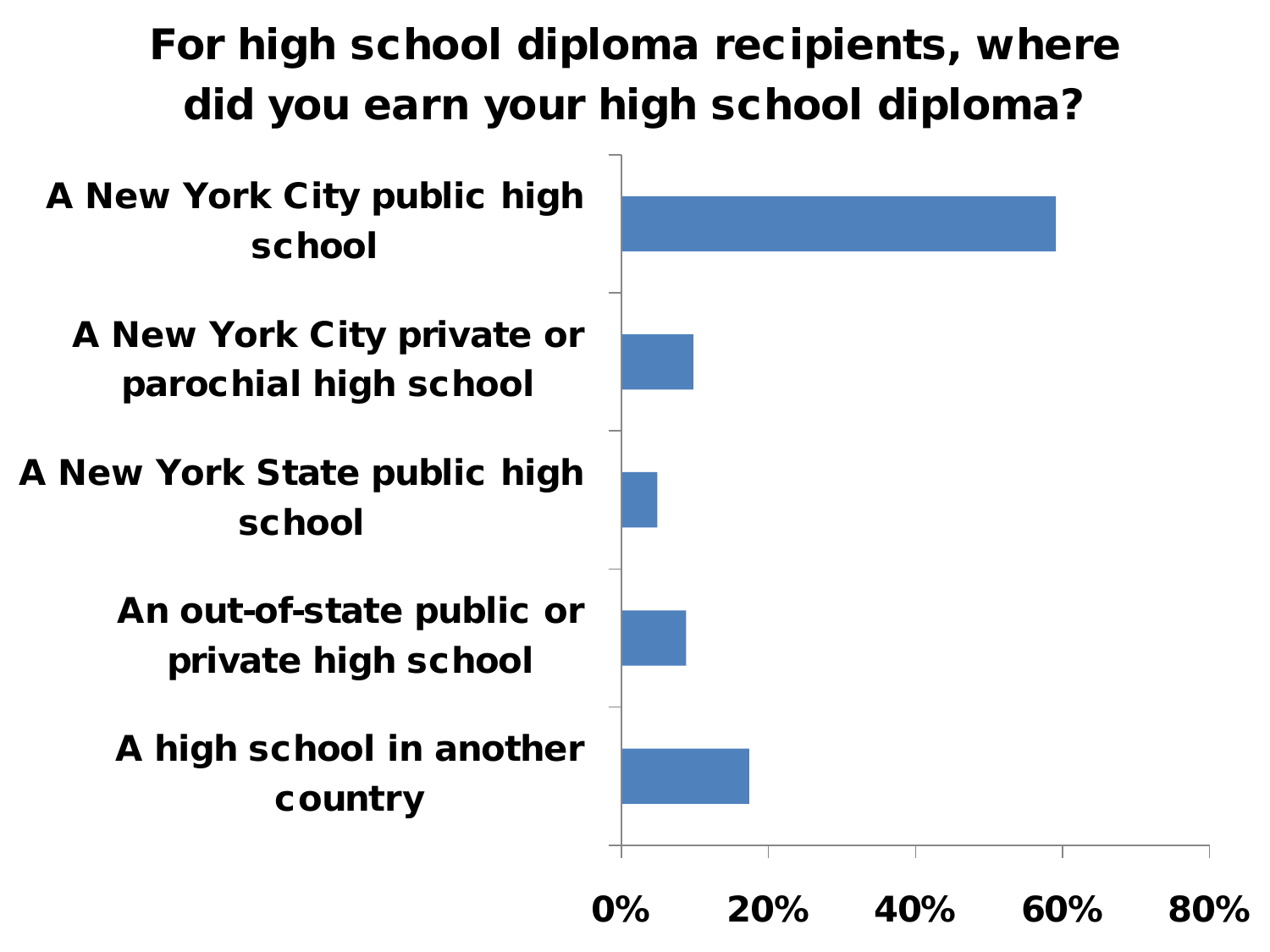## For high school diploma recipients, where did you earn your high school diploma?

| Response |
| --- |
| A New York City public high school |
| A New York City private or parochial high school |
| A New York State public high school |
| An out-of-state public or private high school |
| A high school in another country |

0% 20% 40% 60% 80%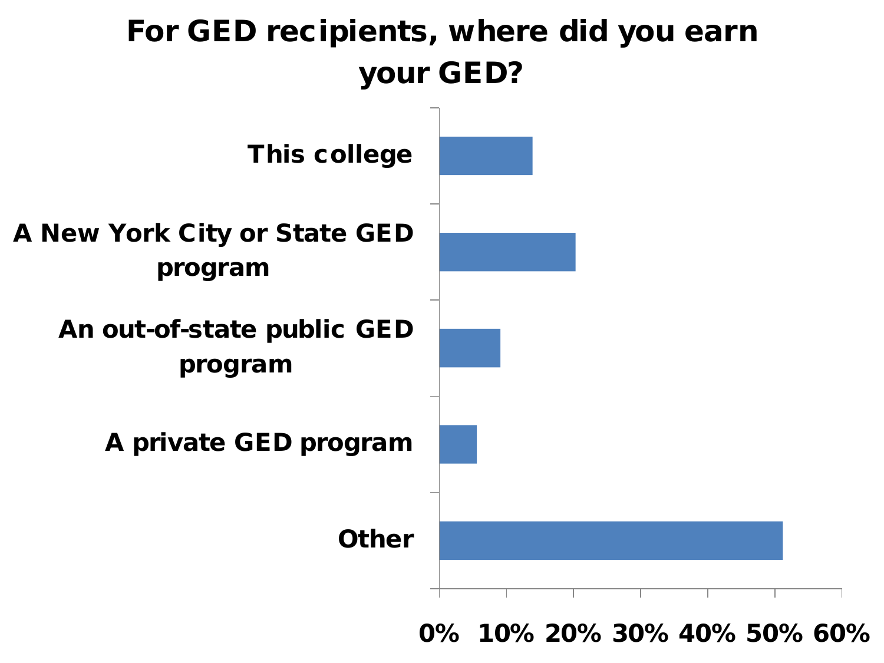For GED recipients, where did you earn your GED?

This college

A New York City or State GED program

An out-of-state public GED program

A private GED program

Other

0%
10%
20%
30%
40%
50%
60%